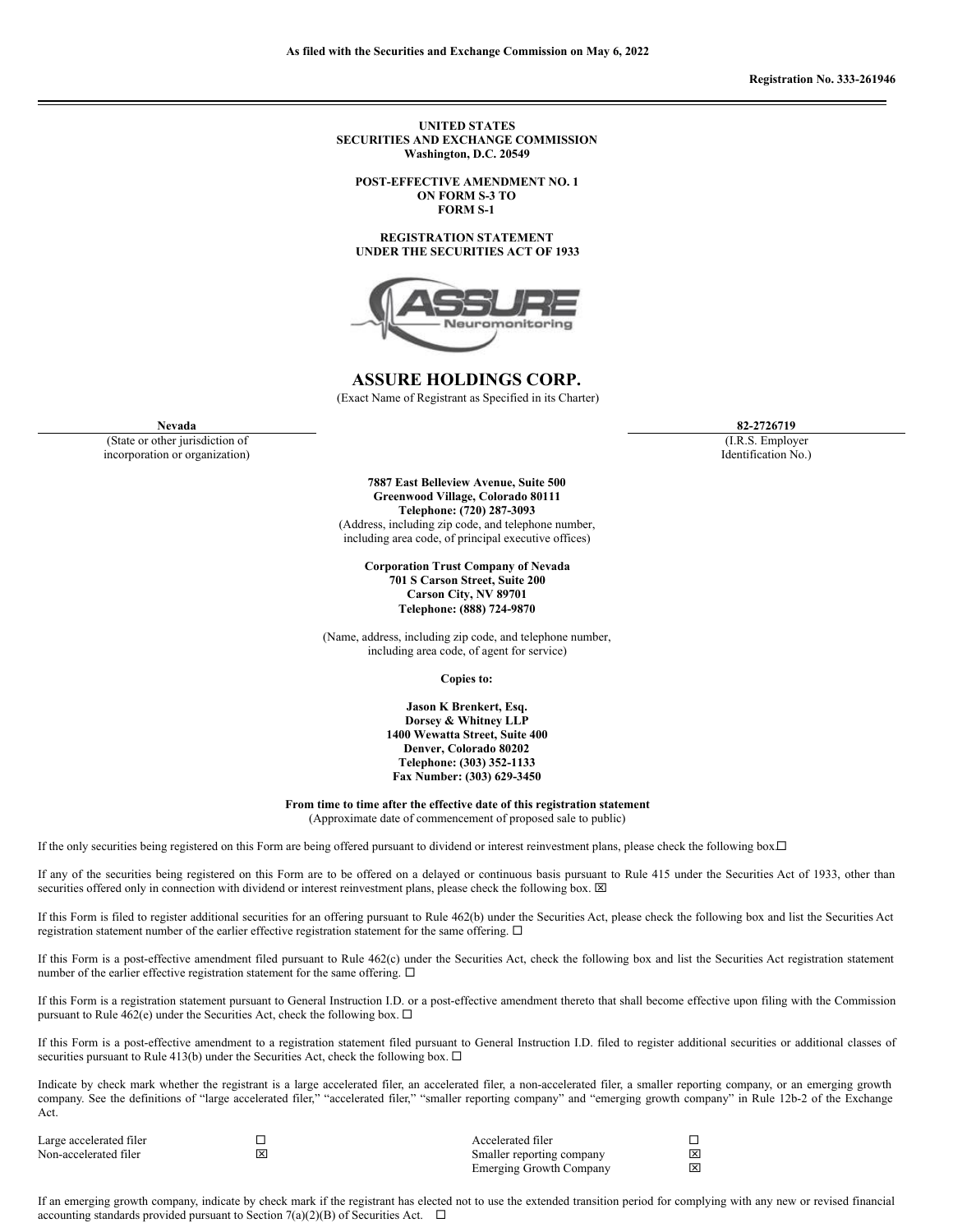As filed with the Securities and Exchange Commission on May 6, 2022

Registration No. 333-261946

UNITED STATES
SECURITIES AND EXCHANGE COMMISSION
Washington, D.C. 20549

POST-EFFECTIVE AMENDMENT NO. 1
ON FORM S-3 TO
FORM S-1

REGISTRATION STATEMENT
UNDER THE SECURITIES ACT OF 1933

# ASSURE HOLDINGS CORP.

(Exact Name of Registrant as Specified in its Charter)

| **Nevada** | **82-2726719** |
|---|---|
| (State or other jurisdiction of incorporation or organization) | (I.R.S. Employer Identification No.) |

**7887 East Belleview Avenue, Suite 500**
**Greenwood Village, Colorado 80111**
**Telephone: (720) 287-3093**
(Address, including zip code, and telephone number, including area code, of principal executive offices)

**Corporation Trust Company of Nevada**
**701 S Carson Street, Suite 200**
**Carson City, NV 89701**
**Telephone: (888) 724-9870**

(Name, address, including zip code, and telephone number, including area code, of agent for service)

**Copies to:**

**Jason K Brenkert, Esq.**
**Dorsey & Whitney LLP**
**1400 Wewatta Street, Suite 400**
**Denver, Colorado 80202**
**Telephone: (303) 352-1133**
**Fax Number: (303) 629-3450**

**From time to time after the effective date of this registration statement**
(Approximate date of commencement of proposed sale to public)

If the only securities being registered on this Form are being offered pursuant to dividend or interest reinvestment plans, please check the following box.☐

If any of the securities being registered on this Form are to be offered on a delayed or continuous basis pursuant to Rule 415 under the Securities Act of 1933, other than securities offered only in connection with dividend or interest reinvestment plans, please check the following box. ☒

If this Form is filed to register additional securities for an offering pursuant to Rule 462(b) under the Securities Act, please check the following box and list the Securities Act registration statement number of the earlier effective registration statement for the same offering. ☐

If this Form is a post-effective amendment filed pursuant to Rule 462(c) under the Securities Act, check the following box and list the Securities Act registration statement number of the earlier effective registration statement for the same offering. ☐

If this Form is a registration statement pursuant to General Instruction I.D. or a post-effective amendment thereto that shall become effective upon filing with the Commission pursuant to Rule 462(e) under the Securities Act, check the following box. ☐

If this Form is a post-effective amendment to a registration statement filed pursuant to General Instruction I.D. filed to register additional securities or additional classes of securities pursuant to Rule 413(b) under the Securities Act, check the following box. ☐

Indicate by check mark whether the registrant is a large accelerated filer, an accelerated filer, a non-accelerated filer, a smaller reporting company, or an emerging growth company. See the definitions of "large accelerated filer," "accelerated filer," "smaller reporting company" and "emerging growth company" in Rule 12b-2 of the Exchange Act.

| | | | |
|---|---|---|---|
| Large accelerated filer | ☐ | Accelerated filer | ☐ |
| Non-accelerated filer | ☒ | Smaller reporting company | ☒ |
| | | Emerging Growth Company | ☒ |

If an emerging growth company, indicate by check mark if the registrant has elected not to use the extended transition period for complying with any new or revised financial accounting standards provided pursuant to Section 7(a)(2)(B) of Securities Act. ☐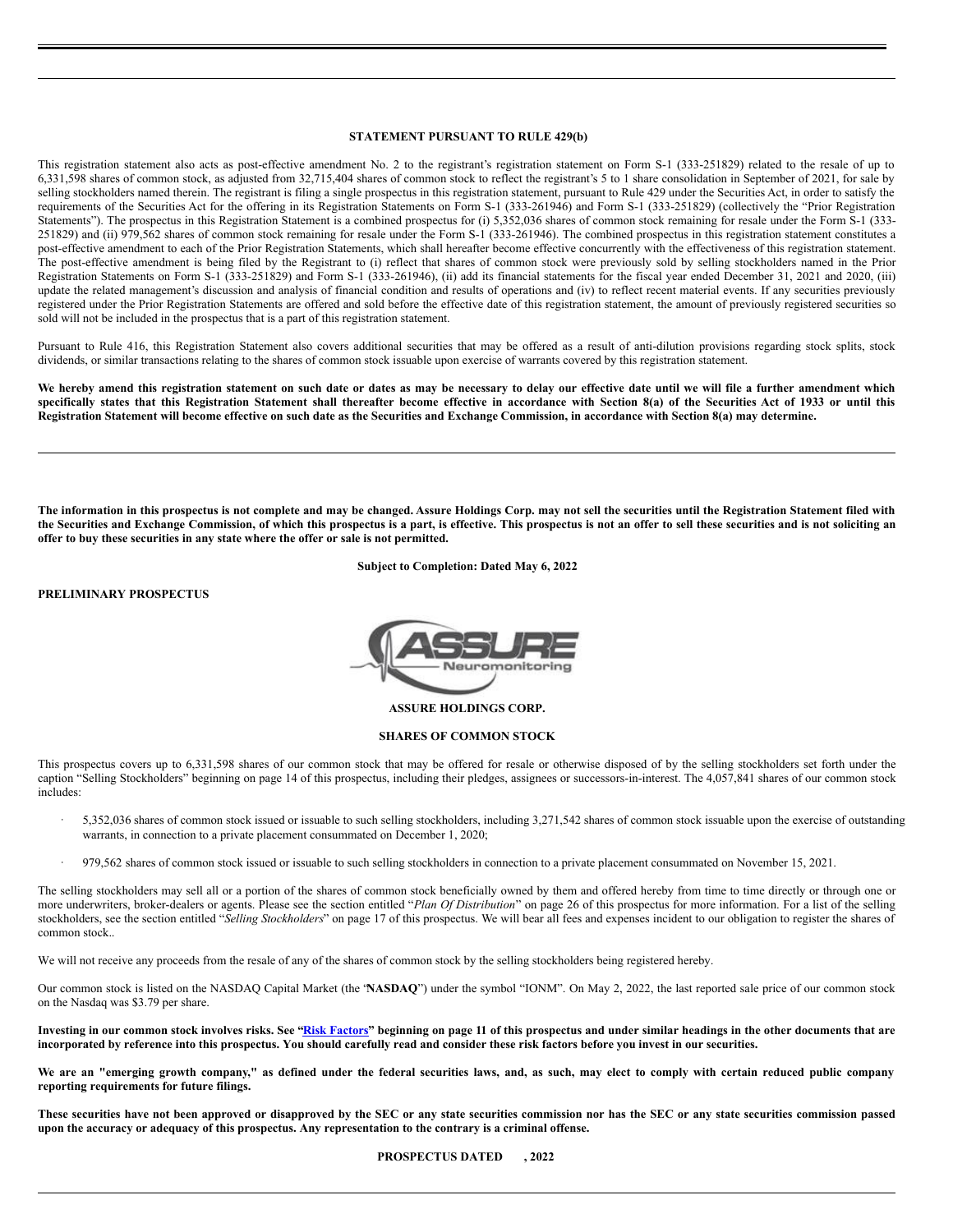**STATEMENT PURSUANT TO RULE 429(b)**

This registration statement also acts as post-effective amendment No. 2 to the registrant's registration statement on Form S-1 (333-251829) related to the resale of up to 6,331,598 shares of common stock, as adjusted from 32,715,404 shares of common stock to reflect the registrant's 5 to 1 share consolidation in September of 2021, for sale by selling stockholders named therein. The registrant is filing a single prospectus in this registration statement, pursuant to Rule 429 under the Securities Act, in order to satisfy the requirements of the Securities Act for the offering in its Registration Statements on Form S-1 (333-261946) and Form S-1 (333-251829) (collectively the "Prior Registration Statements"). The prospectus in this Registration Statement is a combined prospectus for (i) 5,352,036 shares of common stock remaining for resale under the Form S-1 (333-251829) and (ii) 979,562 shares of common stock remaining for resale under the Form S-1 (333-261946). The combined prospectus in this registration statement constitutes a post-effective amendment to each of the Prior Registration Statements, which shall hereafter become effective concurrently with the effectiveness of this registration statement. The post-effective amendment is being filed by the Registrant to (i) reflect that shares of common stock were previously sold by selling stockholders named in the Prior Registration Statements on Form S-1 (333-251829) and Form S-1 (333-261946), (ii) add its financial statements for the fiscal year ended December 31, 2021 and 2020, (iii) update the related management's discussion and analysis of financial condition and results of operations and (iv) to reflect recent material events. If any securities previously registered under the Prior Registration Statements are offered and sold before the effective date of this registration statement, the amount of previously registered securities so sold will not be included in the prospectus that is a part of this registration statement.

Pursuant to Rule 416, this Registration Statement also covers additional securities that may be offered as a result of anti-dilution provisions regarding stock splits, stock dividends, or similar transactions relating to the shares of common stock issuable upon exercise of warrants covered by this registration statement.

**We hereby amend this registration statement on such date or dates as may be necessary to delay our effective date until we will file a further amendment which specifically states that this Registration Statement shall thereafter become effective in accordance with Section 8(a) of the Securities Act of 1933 or until this Registration Statement will become effective on such date as the Securities and Exchange Commission, in accordance with Section 8(a) may determine.**

---

**The information in this prospectus is not complete and may be changed. Assure Holdings Corp. may not sell the securities until the Registration Statement filed with the Securities and Exchange Commission, of which this prospectus is a part, is effective. This prospectus is not an offer to sell these securities and is not soliciting an offer to buy these securities in any state where the offer or sale is not permitted.**

**Subject to Completion: Dated May 6, 2022**

**PRELIMINARY PROSPECTUS**

ASSURE Neuromonitoring

**ASSURE HOLDINGS CORP.**

**SHARES OF COMMON STOCK**

This prospectus covers up to 6,331,598 shares of our common stock that may be offered for resale or otherwise disposed of by the selling stockholders set forth under the caption "Selling Stockholders" beginning on page 14 of this prospectus, including their pledges, assignees or successors-in-interest. The 4,057,841 shares of our common stock includes:

- 5,352,036 shares of common stock issued or issuable to such selling stockholders, including 3,271,542 shares of common stock issuable upon the exercise of outstanding warrants, in connection to a private placement consummated on December 1, 2020;
- 979,562 shares of common stock issued or issuable to such selling stockholders in connection to a private placement consummated on November 15, 2021.

The selling stockholders may sell all or a portion of the shares of common stock beneficially owned by them and offered hereby from time to time directly or through one or more underwriters, broker-dealers or agents. Please see the section entitled "*Plan Of Distribution*" on page 26 of this prospectus for more information. For a list of the selling stockholders, see the section entitled "*Selling Stockholders*" on page 17 of this prospectus. We will bear all fees and expenses incident to our obligation to register the shares of common stock..

We will not receive any proceeds from the resale of any of the shares of common stock by the selling stockholders being registered hereby.

Our common stock is listed on the NASDAQ Capital Market (the '**NASDAQ**") under the symbol "IONM". On May 2, 2022, the last reported sale price of our common stock on the Nasdaq was $3.79 per share.

**Investing in our common stock involves risks. See "Risk Factors" beginning on page 11 of this prospectus and under similar headings in the other documents that are incorporated by reference into this prospectus. You should carefully read and consider these risk factors before you invest in our securities.**

**We are an "emerging growth company," as defined under the federal securities laws, and, as such, may elect to comply with certain reduced public company reporting requirements for future filings.**

**These securities have not been approved or disapproved by the SEC or any state securities commission nor has the SEC or any state securities commission passed upon the accuracy or adequacy of this prospectus. Any representation to the contrary is a criminal offense.**

**PROSPECTUS DATED , 2022**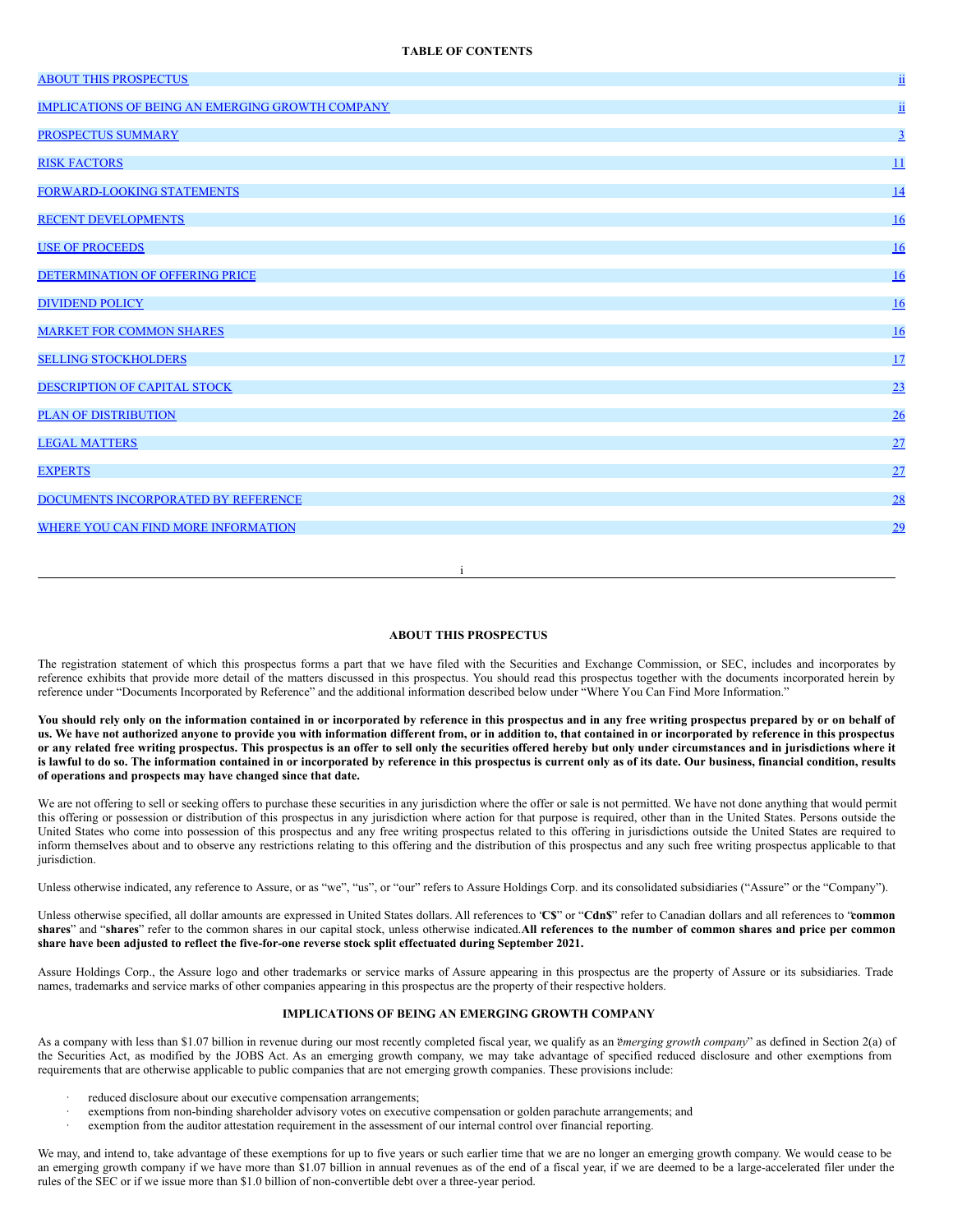**TABLE OF CONTENTS**

| | |
|---|---|
| ABOUT THIS PROSPECTUS | ii |
| IMPLICATIONS OF BEING AN EMERGING GROWTH COMPANY | ii |
| PROSPECTUS SUMMARY | 3 |
| RISK FACTORS | 11 |
| FORWARD-LOOKING STATEMENTS | 14 |
| RECENT DEVELOPMENTS | 16 |
| USE OF PROCEEDS | 16 |
| DETERMINATION OF OFFERING PRICE | 16 |
| DIVIDEND POLICY | 16 |
| MARKET FOR COMMON SHARES | 16 |
| SELLING STOCKHOLDERS | 17 |
| DESCRIPTION OF CAPITAL STOCK | 23 |
| PLAN OF DISTRIBUTION | 26 |
| LEGAL MATTERS | 27 |
| EXPERTS | 27 |
| DOCUMENTS INCORPORATED BY REFERENCE | 28 |
| WHERE YOU CAN FIND MORE INFORMATION | 29 |

## ABOUT THIS PROSPECTUS

The registration statement of which this prospectus forms a part that we have filed with the Securities and Exchange Commission, or SEC, includes and incorporates by reference exhibits that provide more detail of the matters discussed in this prospectus. You should read this prospectus together with the documents incorporated herein by reference under "Documents Incorporated by Reference" and the additional information described below under "Where You Can Find More Information."

**You should rely only on the information contained in or incorporated by reference in this prospectus and in any free writing prospectus prepared by or on behalf of us. We have not authorized anyone to provide you with information different from, or in addition to, that contained in or incorporated by reference in this prospectus or any related free writing prospectus. This prospectus is an offer to sell only the securities offered hereby but only under circumstances and in jurisdictions where it is lawful to do so. The information contained in or incorporated by reference in this prospectus is current only as of its date. Our business, financial condition, results of operations and prospects may have changed since that date.**

We are not offering to sell or seeking offers to purchase these securities in any jurisdiction where the offer or sale is not permitted. We have not done anything that would permit this offering or possession or distribution of this prospectus in any jurisdiction where action for that purpose is required, other than in the United States. Persons outside the United States who come into possession of this prospectus and any free writing prospectus related to this offering in jurisdictions outside the United States are required to inform themselves about and to observe any restrictions relating to this offering and the distribution of this prospectus and any such free writing prospectus applicable to that jurisdiction.

Unless otherwise indicated, any reference to Assure, or as "we", "us", or "our" refers to Assure Holdings Corp. and its consolidated subsidiaries ("Assure" or the "Company").

Unless otherwise specified, all dollar amounts are expressed in United States dollars. All references to "**C$**" or "**Cdn$**" refer to Canadian dollars and all references to "**common shares**" and "**shares**" refer to the common shares in our capital stock, unless otherwise indicated. **All references to the number of common shares and price per common share have been adjusted to reflect the five-for-one reverse stock split effectuated during September 2021.**

Assure Holdings Corp., the Assure logo and other trademarks or service marks of Assure appearing in this prospectus are the property of Assure or its subsidiaries. Trade names, trademarks and service marks of other companies appearing in this prospectus are the property of their respective holders.

## IMPLICATIONS OF BEING AN EMERGING GROWTH COMPANY

As a company with less than $1.07 billion in revenue during our most recently completed fiscal year, we qualify as an "*emerging growth company*" as defined in Section 2(a) of the Securities Act, as modified by the JOBS Act. As an emerging growth company, we may take advantage of specified reduced disclosure and other exemptions from requirements that are otherwise applicable to public companies that are not emerging growth companies. These provisions include:

- reduced disclosure about our executive compensation arrangements;
- exemptions from non-binding shareholder advisory votes on executive compensation or golden parachute arrangements; and
- exemption from the auditor attestation requirement in the assessment of our internal control over financial reporting.

We may, and intend to, take advantage of these exemptions for up to five years or such earlier time that we are no longer an emerging growth company. We would cease to be an emerging growth company if we have more than $1.07 billion in annual revenues as of the end of a fiscal year, if we are deemed to be a large-accelerated filer under the rules of the SEC or if we issue more than $1.0 billion of non-convertible debt over a three-year period.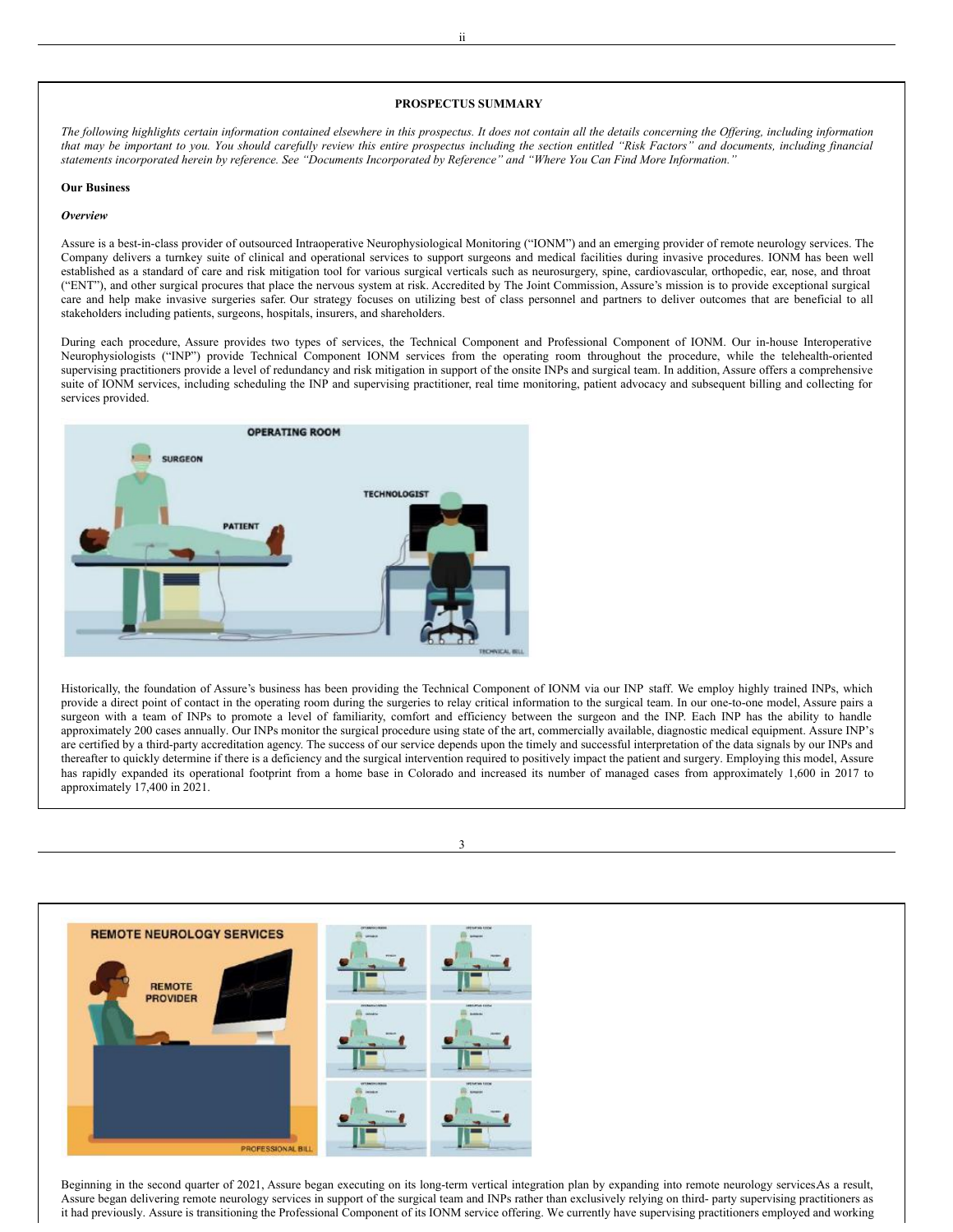## PROSPECTUS SUMMARY

*The following highlights certain information contained elsewhere in this prospectus. It does not contain all the details concerning the Offering, including information that may be important to you. You should carefully review this entire prospectus including the section entitled "Risk Factors" and documents, including financial statements incorporated herein by reference. See "Documents Incorporated by Reference" and "Where You Can Find More Information."*

### Our Business

#### *Overview*

Assure is a best-in-class provider of outsourced Intraoperative Neurophysiological Monitoring ("IONM") and an emerging provider of remote neurology services. The Company delivers a turnkey suite of clinical and operational services to support surgeons and medical facilities during invasive procedures. IONM has been well established as a standard of care and risk mitigation tool for various surgical verticals such as neurosurgery, spine, cardiovascular, orthopedic, ear, nose, and throat ("ENT"), and other surgical procures that place the nervous system at risk. Accredited by The Joint Commission, Assure's mission is to provide exceptional surgical care and help make invasive surgeries safer. Our strategy focuses on utilizing best of class personnel and partners to deliver outcomes that are beneficial to all stakeholders including patients, surgeons, hospitals, insurers, and shareholders.

During each procedure, Assure provides two types of services, the Technical Component and Professional Component of IONM. Our in-house Interoperative Neurophysiologists ("INP") provide Technical Component IONM services from the operating room throughout the procedure, while the telehealth-oriented supervising practitioners provide a level of redundancy and risk mitigation in support of the onsite INPs and surgical team. In addition, Assure offers a comprehensive suite of IONM services, including scheduling the INP and supervising practitioner, real time monitoring, patient advocacy and subsequent billing and collecting for services provided.

Historically, the foundation of Assure's business has been providing the Technical Component of IONM via our INP staff. We employ highly trained INPs, which provide a direct point of contact in the operating room during the surgeries to relay critical information to the surgical team. In our one-to-one model, Assure pairs a surgeon with a team of INPs to promote a level of familiarity, comfort and efficiency between the surgeon and the INP. Each INP has the ability to handle approximately 200 cases annually. Our INPs monitor the surgical procedure using state of the art, commercially available, diagnostic medical equipment. Assure INP's are certified by a third-party accreditation agency. The success of our service depends upon the timely and successful interpretation of the data signals by our INPs and thereafter to quickly determine if there is a deficiency and the surgical intervention required to positively impact the patient and surgery. Employing this model, Assure has rapidly expanded its operational footprint from a home base in Colorado and increased its number of managed cases from approximately 1,600 in 2017 to approximately 17,400 in 2021.

Beginning in the second quarter of 2021, Assure began executing on its long-term vertical integration plan by expanding into remote neurology servicesAs a result, Assure began delivering remote neurology services in support of the surgical team and INPs rather than exclusively relying on third- party supervising practitioners as it had previously. Assure is transitioning the Professional Component of its IONM service offering. We currently have supervising practitioners employed and working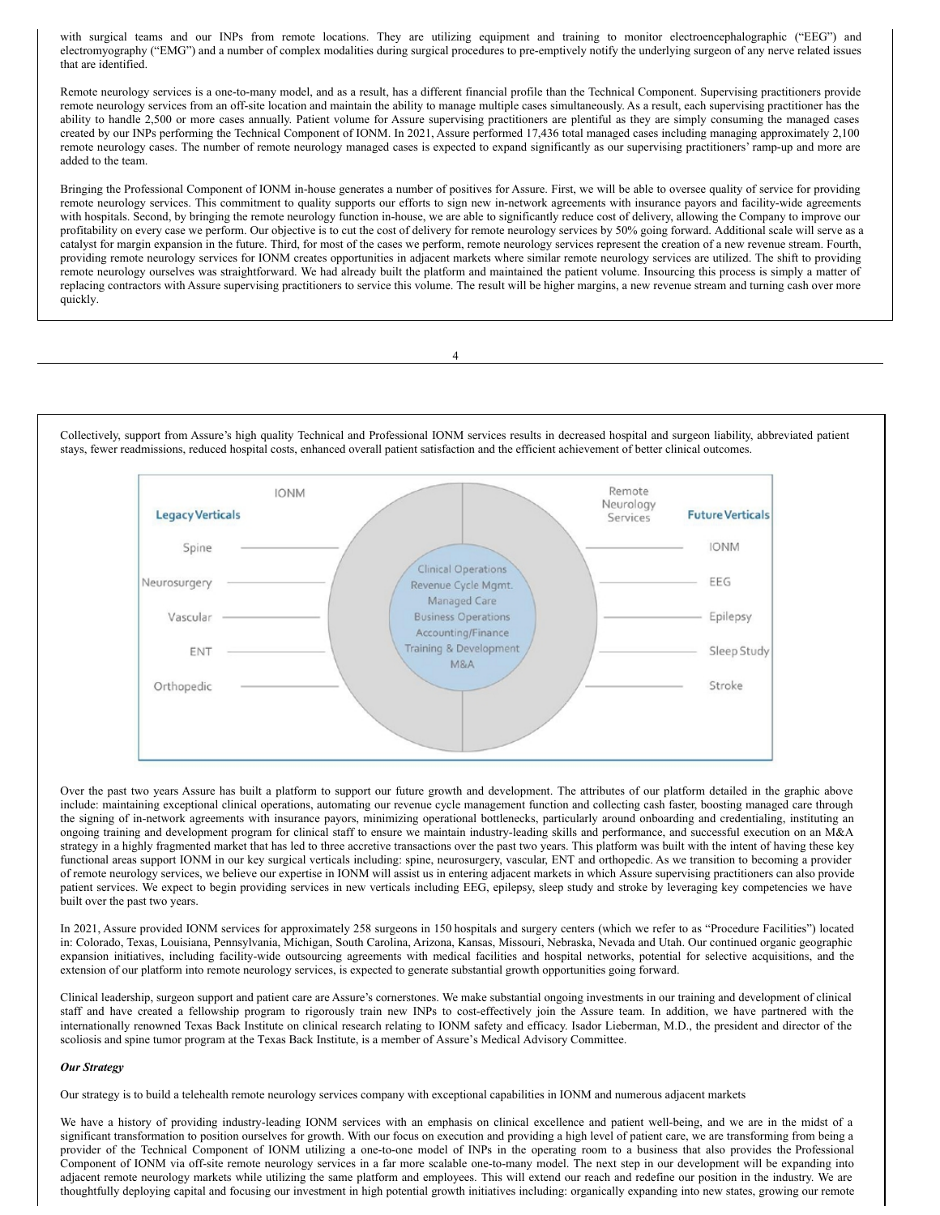with surgical teams and our INPs from remote locations. They are utilizing equipment and training to monitor electroencephalographic ("EEG") and electromyography ("EMG") and a number of complex modalities during surgical procedures to pre-emptively notify the underlying surgeon of any nerve related issues that are identified.

Remote neurology services is a one-to-many model, and as a result, has a different financial profile than the Technical Component. Supervising practitioners provide remote neurology services from an off-site location and maintain the ability to manage multiple cases simultaneously. As a result, each supervising practitioner has the ability to handle 2,500 or more cases annually. Patient volume for Assure supervising practitioners are plentiful as they are simply consuming the managed cases created by our INPs performing the Technical Component of IONM. In 2021, Assure performed 17,436 total managed cases including managing approximately 2,100 remote neurology cases. The number of remote neurology managed cases is expected to expand significantly as our supervising practitioners' ramp-up and more are added to the team.

Bringing the Professional Component of IONM in-house generates a number of positives for Assure. First, we will be able to oversee quality of service for providing remote neurology services. This commitment to quality supports our efforts to sign new in-network agreements with insurance payors and facility-wide agreements with hospitals. Second, by bringing the remote neurology function in-house, we are able to significantly reduce cost of delivery, allowing the Company to improve our profitability on every case we perform. Our objective is to cut the cost of delivery for remote neurology services by 50% going forward. Additional scale will serve as a catalyst for margin expansion in the future. Third, for most of the cases we perform, remote neurology services represent the creation of a new revenue stream. Fourth, providing remote neurology services for IONM creates opportunities in adjacent markets where similar remote neurology services are utilized. The shift to providing remote neurology ourselves was straightforward. We had already built the platform and maintained the patient volume. Insourcing this process is simply a matter of replacing contractors with Assure supervising practitioners to service this volume. The result will be higher margins, a new revenue stream and turning cash over more quickly.

Collectively, support from Assure's high quality Technical and Professional IONM services results in decreased hospital and surgeon liability, abbreviated patient stays, fewer readmissions, reduced hospital costs, enhanced overall patient satisfaction and the efficient achievement of better clinical outcomes.

| IONM — Legacy Verticals | Platform | Remote Neurology Services — Future Verticals |
| --- | --- | --- |
| Spine | Clinical Operations | IONM |
| Neurosurgery | Revenue Cycle Mgmt. | EEG |
| Vascular | Managed Care | Epilepsy |
| ENT | Business Operations | Sleep Study |
| Orthopedic | Accounting/Finance | Stroke |
| | Training & Development | |
| | M&A | |

Over the past two years Assure has built a platform to support our future growth and development. The attributes of our platform detailed in the graphic above include: maintaining exceptional clinical operations, automating our revenue cycle management function and collecting cash faster, boosting managed care through the signing of in-network agreements with insurance payors, minimizing operational bottlenecks, particularly around onboarding and credentialing, instituting an ongoing training and development program for clinical staff to ensure we maintain industry-leading skills and performance, and successful execution on an M&A strategy in a highly fragmented market that has led to three accretive transactions over the past two years. This platform was built with the intent of having these key functional areas support IONM in our key surgical verticals including: spine, neurosurgery, vascular, ENT and orthopedic. As we transition to becoming a provider of remote neurology services, we believe our expertise in IONM will assist us in entering adjacent markets in which Assure supervising practitioners can also provide patient services. We expect to begin providing services in new verticals including EEG, epilepsy, sleep study and stroke by leveraging key competencies we have built over the past two years.

In 2021, Assure provided IONM services for approximately 258 surgeons in 150 hospitals and surgery centers (which we refer to as "Procedure Facilities") located in: Colorado, Texas, Louisiana, Pennsylvania, Michigan, South Carolina, Arizona, Kansas, Missouri, Nebraska, Nevada and Utah. Our continued organic geographic expansion initiatives, including facility-wide outsourcing agreements with medical facilities and hospital networks, potential for selective acquisitions, and the extension of our platform into remote neurology services, is expected to generate substantial growth opportunities going forward.

Clinical leadership, surgeon support and patient care are Assure's cornerstones. We make substantial ongoing investments in our training and development of clinical staff and have created a fellowship program to rigorously train new INPs to cost-effectively join the Assure team. In addition, we have partnered with the internationally renowned Texas Back Institute on clinical research relating to IONM safety and efficacy. Isador Lieberman, M.D., the president and director of the scoliosis and spine tumor program at the Texas Back Institute, is a member of Assure's Medical Advisory Committee.

***Our Strategy***

Our strategy is to build a telehealth remote neurology services company with exceptional capabilities in IONM and numerous adjacent markets

We have a history of providing industry-leading IONM services with an emphasis on clinical excellence and patient well-being, and we are in the midst of a significant transformation to position ourselves for growth. With our focus on execution and providing a high level of patient care, we are transforming from being a provider of the Technical Component of IONM utilizing a one-to-one model of INPs in the operating room to a business that also provides the Professional Component of IONM via off-site remote neurology services in a far more scalable one-to-many model. The next step in our development will be expanding into adjacent remote neurology markets while utilizing the same platform and employees. This will extend our reach and redefine our position in the industry. We are thoughtfully deploying capital and focusing our investment in high potential growth initiatives including: organically expanding into new states, growing our remote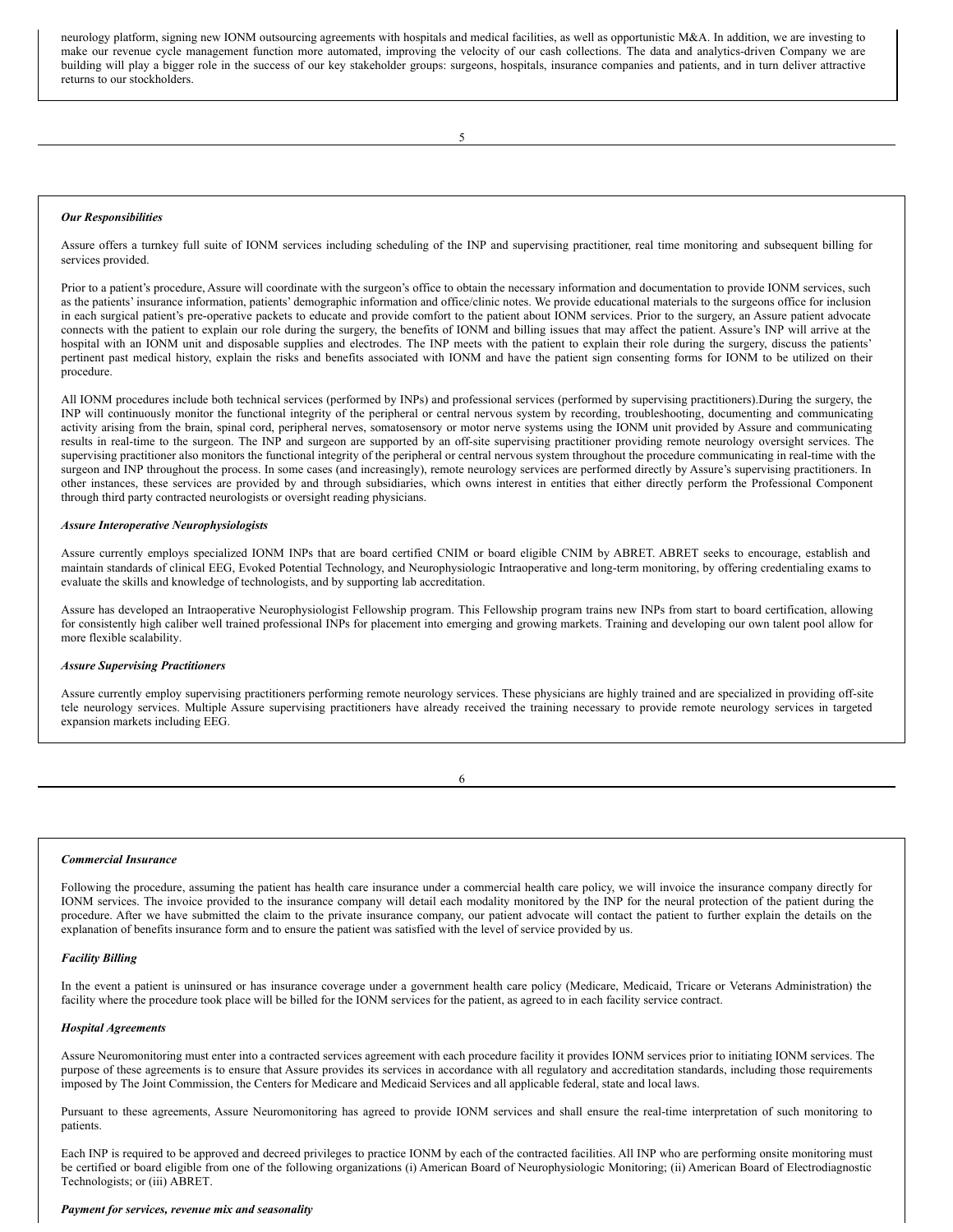neurology platform, signing new IONM outsourcing agreements with hospitals and medical facilities, as well as opportunistic M&A. In addition, we are investing to make our revenue cycle management function more automated, improving the velocity of our cash collections. The data and analytics-driven Company we are building will play a bigger role in the success of our key stakeholder groups: surgeons, hospitals, insurance companies and patients, and in turn deliver attractive returns to our stockholders.

***Our Responsibilities***

Assure offers a turnkey full suite of IONM services including scheduling of the INP and supervising practitioner, real time monitoring and subsequent billing for services provided.

Prior to a patient's procedure, Assure will coordinate with the surgeon's office to obtain the necessary information and documentation to provide IONM services, such as the patients' insurance information, patients' demographic information and office/clinic notes. We provide educational materials to the surgeons office for inclusion in each surgical patient's pre-operative packets to educate and provide comfort to the patient about IONM services. Prior to the surgery, an Assure patient advocate connects with the patient to explain our role during the surgery, the benefits of IONM and billing issues that may affect the patient. Assure's INP will arrive at the hospital with an IONM unit and disposable supplies and electrodes. The INP meets with the patient to explain their role during the surgery, discuss the patients' pertinent past medical history, explain the risks and benefits associated with IONM and have the patient sign consenting forms for IONM to be utilized on their procedure.

All IONM procedures include both technical services (performed by INPs) and professional services (performed by supervising practitioners).During the surgery, the INP will continuously monitor the functional integrity of the peripheral or central nervous system by recording, troubleshooting, documenting and communicating activity arising from the brain, spinal cord, peripheral nerves, somatosensory or motor nerve systems using the IONM unit provided by Assure and communicating results in real-time to the surgeon. The INP and surgeon are supported by an off-site supervising practitioner providing remote neurology oversight services. The supervising practitioner also monitors the functional integrity of the peripheral or central nervous system throughout the procedure communicating in real-time with the surgeon and INP throughout the process. In some cases (and increasingly), remote neurology services are performed directly by Assure's supervising practitioners. In other instances, these services are provided by and through subsidiaries, which owns interest in entities that either directly perform the Professional Component through third party contracted neurologists or oversight reading physicians.

***Assure Interoperative Neurophysiologists***

Assure currently employs specialized IONM INPs that are board certified CNIM or board eligible CNIM by ABRET. ABRET seeks to encourage, establish and maintain standards of clinical EEG, Evoked Potential Technology, and Neurophysiologic Intraoperative and long-term monitoring, by offering credentialing exams to evaluate the skills and knowledge of technologists, and by supporting lab accreditation.

Assure has developed an Intraoperative Neurophysiologist Fellowship program. This Fellowship program trains new INPs from start to board certification, allowing for consistently high caliber well trained professional INPs for placement into emerging and growing markets. Training and developing our own talent pool allow for more flexible scalability.

***Assure Supervising Practitioners***

Assure currently employ supervising practitioners performing remote neurology services. These physicians are highly trained and are specialized in providing off-site tele neurology services. Multiple Assure supervising practitioners have already received the training necessary to provide remote neurology services in targeted expansion markets including EEG.

***Commercial Insurance***

Following the procedure, assuming the patient has health care insurance under a commercial health care policy, we will invoice the insurance company directly for IONM services. The invoice provided to the insurance company will detail each modality monitored by the INP for the neural protection of the patient during the procedure. After we have submitted the claim to the private insurance company, our patient advocate will contact the patient to further explain the details on the explanation of benefits insurance form and to ensure the patient was satisfied with the level of service provided by us.

***Facility Billing***

In the event a patient is uninsured or has insurance coverage under a government health care policy (Medicare, Medicaid, Tricare or Veterans Administration) the facility where the procedure took place will be billed for the IONM services for the patient, as agreed to in each facility service contract.

***Hospital Agreements***

Assure Neuromonitoring must enter into a contracted services agreement with each procedure facility it provides IONM services prior to initiating IONM services. The purpose of these agreements is to ensure that Assure provides its services in accordance with all regulatory and accreditation standards, including those requirements imposed by The Joint Commission, the Centers for Medicare and Medicaid Services and all applicable federal, state and local laws.

Pursuant to these agreements, Assure Neuromonitoring has agreed to provide IONM services and shall ensure the real-time interpretation of such monitoring to patients.

Each INP is required to be approved and decreed privileges to practice IONM by each of the contracted facilities. All INP who are performing onsite monitoring must be certified or board eligible from one of the following organizations (i) American Board of Neurophysiologic Monitoring; (ii) American Board of Electrodiagnostic Technologists; or (iii) ABRET.

***Payment for services, revenue mix and seasonality***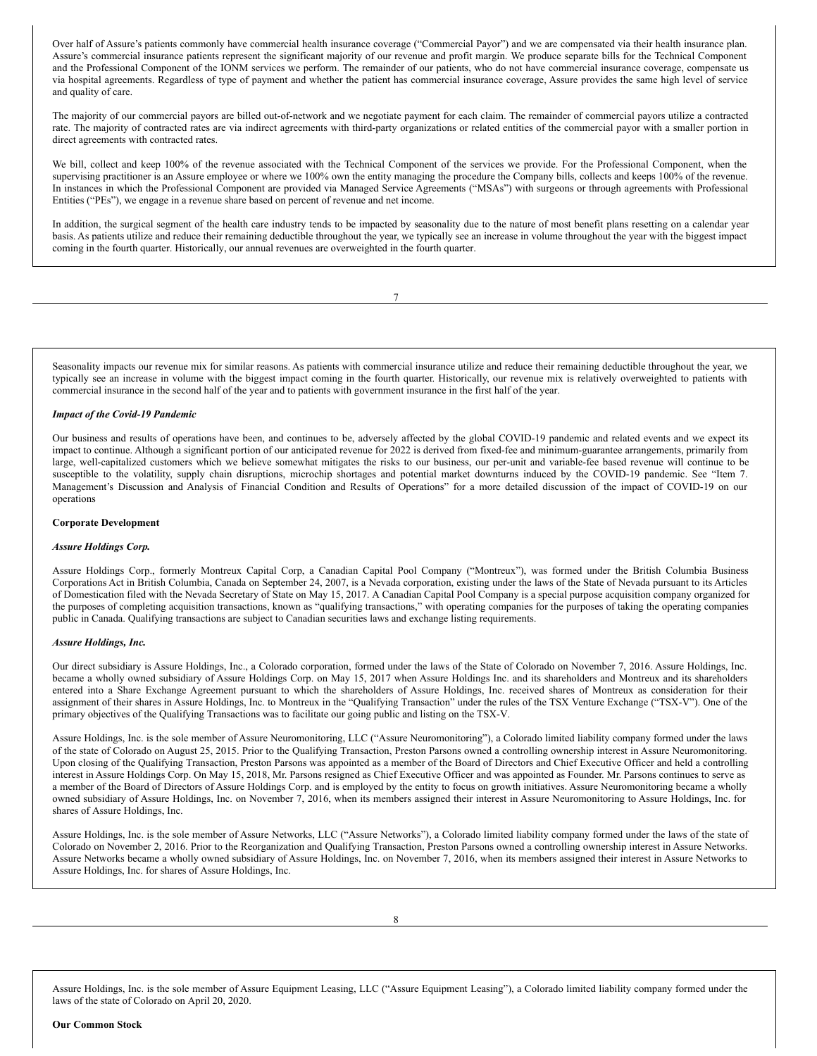Over half of Assure's patients commonly have commercial health insurance coverage ("Commercial Payor") and we are compensated via their health insurance plan. Assure's commercial insurance patients represent the significant majority of our revenue and profit margin. We produce separate bills for the Technical Component and the Professional Component of the IONM services we perform. The remainder of our patients, who do not have commercial insurance coverage, compensate us via hospital agreements. Regardless of type of payment and whether the patient has commercial insurance coverage, Assure provides the same high level of service and quality of care.

The majority of our commercial payors are billed out-of-network and we negotiate payment for each claim. The remainder of commercial payors utilize a contracted rate. The majority of contracted rates are via indirect agreements with third-party organizations or related entities of the commercial payor with a smaller portion in direct agreements with contracted rates.

We bill, collect and keep 100% of the revenue associated with the Technical Component of the services we provide. For the Professional Component, when the supervising practitioner is an Assure employee or where we 100% own the entity managing the procedure the Company bills, collects and keeps 100% of the revenue. In instances in which the Professional Component are provided via Managed Service Agreements ("MSAs") with surgeons or through agreements with Professional Entities ("PEs"), we engage in a revenue share based on percent of revenue and net income.

In addition, the surgical segment of the health care industry tends to be impacted by seasonality due to the nature of most benefit plans resetting on a calendar year basis. As patients utilize and reduce their remaining deductible throughout the year, we typically see an increase in volume throughout the year with the biggest impact coming in the fourth quarter. Historically, our annual revenues are overweighted in the fourth quarter.

Seasonality impacts our revenue mix for similar reasons. As patients with commercial insurance utilize and reduce their remaining deductible throughout the year, we typically see an increase in volume with the biggest impact coming in the fourth quarter. Historically, our revenue mix is relatively overweighted to patients with commercial insurance in the second half of the year and to patients with government insurance in the first half of the year.

***Impact of the Covid-19 Pandemic***

Our business and results of operations have been, and continues to be, adversely affected by the global COVID-19 pandemic and related events and we expect its impact to continue. Although a significant portion of our anticipated revenue for 2022 is derived from fixed-fee and minimum-guarantee arrangements, primarily from large, well-capitalized customers which we believe somewhat mitigates the risks to our business, our per-unit and variable-fee based revenue will continue to be susceptible to the volatility, supply chain disruptions, microchip shortages and potential market downturns induced by the COVID-19 pandemic. See "Item 7. Management's Discussion and Analysis of Financial Condition and Results of Operations" for a more detailed discussion of the impact of COVID-19 on our operations

**Corporate Development**

***Assure Holdings Corp.***

Assure Holdings Corp., formerly Montreux Capital Corp, a Canadian Capital Pool Company ("Montreux"), was formed under the British Columbia Business Corporations Act in British Columbia, Canada on September 24, 2007, is a Nevada corporation, existing under the laws of the State of Nevada pursuant to its Articles of Domestication filed with the Nevada Secretary of State on May 15, 2017. A Canadian Capital Pool Company is a special purpose acquisition company organized for the purposes of completing acquisition transactions, known as "qualifying transactions," with operating companies for the purposes of taking the operating companies public in Canada. Qualifying transactions are subject to Canadian securities laws and exchange listing requirements.

***Assure Holdings, Inc.***

Our direct subsidiary is Assure Holdings, Inc., a Colorado corporation, formed under the laws of the State of Colorado on November 7, 2016. Assure Holdings, Inc. became a wholly owned subsidiary of Assure Holdings Corp. on May 15, 2017 when Assure Holdings Inc. and its shareholders and Montreux and its shareholders entered into a Share Exchange Agreement pursuant to which the shareholders of Assure Holdings, Inc. received shares of Montreux as consideration for their assignment of their shares in Assure Holdings, Inc. to Montreux in the "Qualifying Transaction" under the rules of the TSX Venture Exchange ("TSX-V"). One of the primary objectives of the Qualifying Transactions was to facilitate our going public and listing on the TSX-V.

Assure Holdings, Inc. is the sole member of Assure Neuromonitoring, LLC ("Assure Neuromonitoring"), a Colorado limited liability company formed under the laws of the state of Colorado on August 25, 2015. Prior to the Qualifying Transaction, Preston Parsons owned a controlling ownership interest in Assure Neuromonitoring. Upon closing of the Qualifying Transaction, Preston Parsons was appointed as a member of the Board of Directors and Chief Executive Officer and held a controlling interest in Assure Holdings Corp. On May 15, 2018, Mr. Parsons resigned as Chief Executive Officer and was appointed as Founder. Mr. Parsons continues to serve as a member of the Board of Directors of Assure Holdings Corp. and is employed by the entity to focus on growth initiatives. Assure Neuromonitoring became a wholly owned subsidiary of Assure Holdings, Inc. on November 7, 2016, when its members assigned their interest in Assure Neuromonitoring to Assure Holdings, Inc. for shares of Assure Holdings, Inc.

Assure Holdings, Inc. is the sole member of Assure Networks, LLC ("Assure Networks"), a Colorado limited liability company formed under the laws of the state of Colorado on November 2, 2016. Prior to the Reorganization and Qualifying Transaction, Preston Parsons owned a controlling ownership interest in Assure Networks. Assure Networks became a wholly owned subsidiary of Assure Holdings, Inc. on November 7, 2016, when its members assigned their interest in Assure Networks to Assure Holdings, Inc. for shares of Assure Holdings, Inc.

Assure Holdings, Inc. is the sole member of Assure Equipment Leasing, LLC ("Assure Equipment Leasing"), a Colorado limited liability company formed under the laws of the state of Colorado on April 20, 2020.

**Our Common Stock**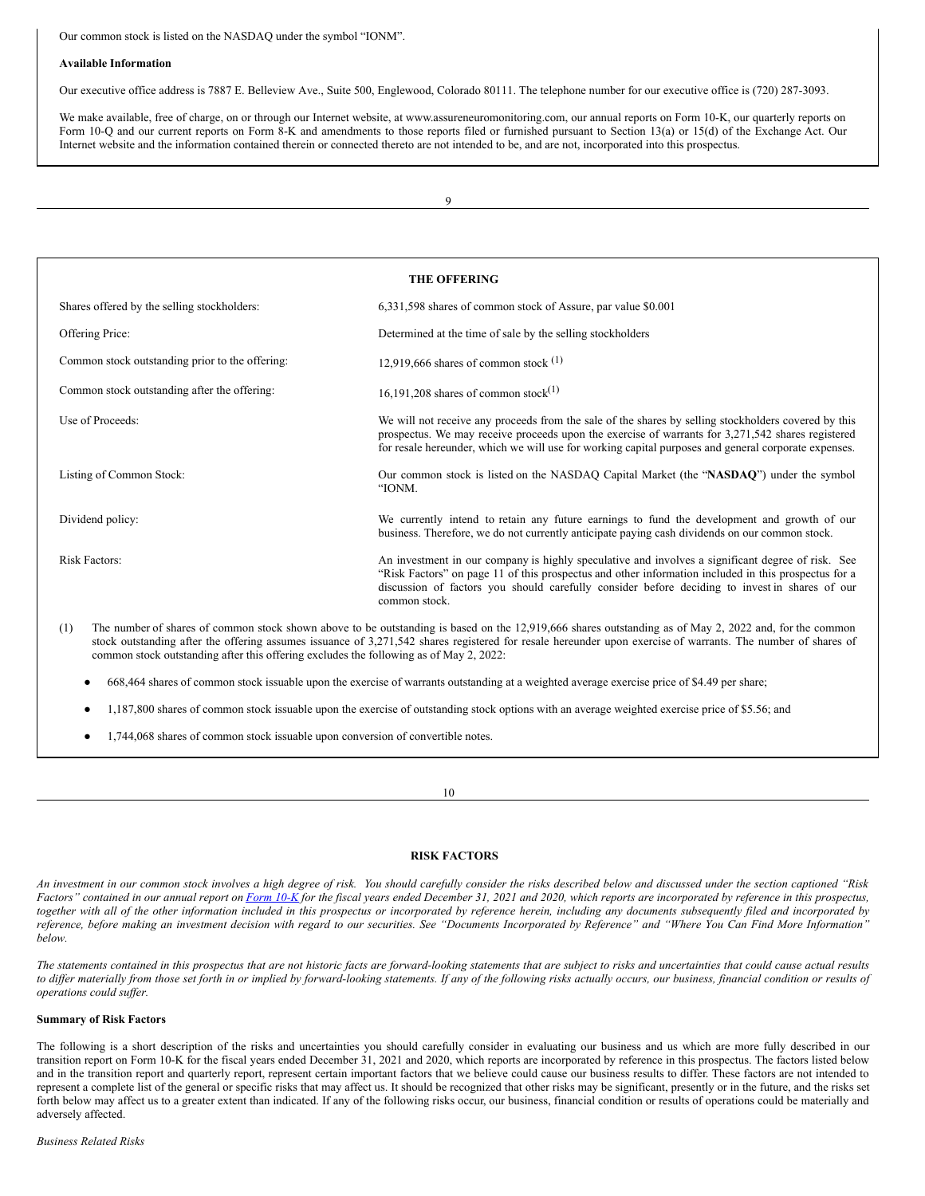Our common stock is listed on the NASDAQ under the symbol "IONM".

**Available Information**

Our executive office address is 7887 E. Belleview Ave., Suite 500, Englewood, Colorado 80111. The telephone number for our executive office is (720) 287-3093.

We make available, free of charge, on or through our Internet website, at www.assureneuromonitoring.com, our annual reports on Form 10-K, our quarterly reports on Form 10-Q and our current reports on Form 8-K and amendments to those reports filed or furnished pursuant to Section 13(a) or 15(d) of the Exchange Act. Our Internet website and the information contained therein or connected thereto are not intended to be, and are not, incorporated into this prospectus.

## THE OFFERING

| | |
|---|---|
| Shares offered by the selling stockholders: | 6,331,598 shares of common stock of Assure, par value $0.001 |
| Offering Price: | Determined at the time of sale by the selling stockholders |
| Common stock outstanding prior to the offering: | 12,919,666 shares of common stock (1) |
| Common stock outstanding after the offering: | 16,191,208 shares of common stock(1) |
| Use of Proceeds: | We will not receive any proceeds from the sale of the shares by selling stockholders covered by this prospectus. We may receive proceeds upon the exercise of warrants for 3,271,542 shares registered for resale hereunder, which we will use for working capital purposes and general corporate expenses. |
| Listing of Common Stock: | Our common stock is listed on the NASDAQ Capital Market (the "**NASDAQ**") under the symbol "IONM. |
| Dividend policy: | We currently intend to retain any future earnings to fund the development and growth of our business. Therefore, we do not currently anticipate paying cash dividends on our common stock. |
| Risk Factors: | An investment in our company is highly speculative and involves a significant degree of risk. See "Risk Factors" on page 11 of this prospectus and other information included in this prospectus for a discussion of factors you should carefully consider before deciding to invest in shares of our common stock. |

(1) The number of shares of common stock shown above to be outstanding is based on the 12,919,666 shares outstanding as of May 2, 2022 and, for the common stock outstanding after the offering assumes issuance of 3,271,542 shares registered for resale hereunder upon exercise of warrants. The number of shares of common stock outstanding after this offering excludes the following as of May 2, 2022:

- 668,464 shares of common stock issuable upon the exercise of warrants outstanding at a weighted average exercise price of $4.49 per share;
- 1,187,800 shares of common stock issuable upon the exercise of outstanding stock options with an average weighted exercise price of $5.56; and
- 1,744,068 shares of common stock issuable upon conversion of convertible notes.

## RISK FACTORS

*An investment in our common stock involves a high degree of risk. You should carefully consider the risks described below and discussed under the section captioned "Risk Factors" contained in our annual report on Form 10-K for the fiscal years ended December 31, 2021 and 2020, which reports are incorporated by reference in this prospectus, together with all of the other information included in this prospectus or incorporated by reference herein, including any documents subsequently filed and incorporated by reference, before making an investment decision with regard to our securities. See "Documents Incorporated by Reference" and "Where You Can Find More Information" below.*

*The statements contained in this prospectus that are not historic facts are forward-looking statements that are subject to risks and uncertainties that could cause actual results to differ materially from those set forth in or implied by forward-looking statements. If any of the following risks actually occurs, our business, financial condition or results of operations could suffer.*

**Summary of Risk Factors**

The following is a short description of the risks and uncertainties you should carefully consider in evaluating our business and us which are more fully described in our transition report on Form 10-K for the fiscal years ended December 31, 2021 and 2020, which reports are incorporated by reference in this prospectus. The factors listed below and in the transition report and quarterly report, represent certain important factors that we believe could cause our business results to differ. These factors are not intended to represent a complete list of the general or specific risks that may affect us. It should be recognized that other risks may be significant, presently or in the future, and the risks set forth below may affect us to a greater extent than indicated. If any of the following risks occur, our business, financial condition or results of operations could be materially and adversely affected.

*Business Related Risks*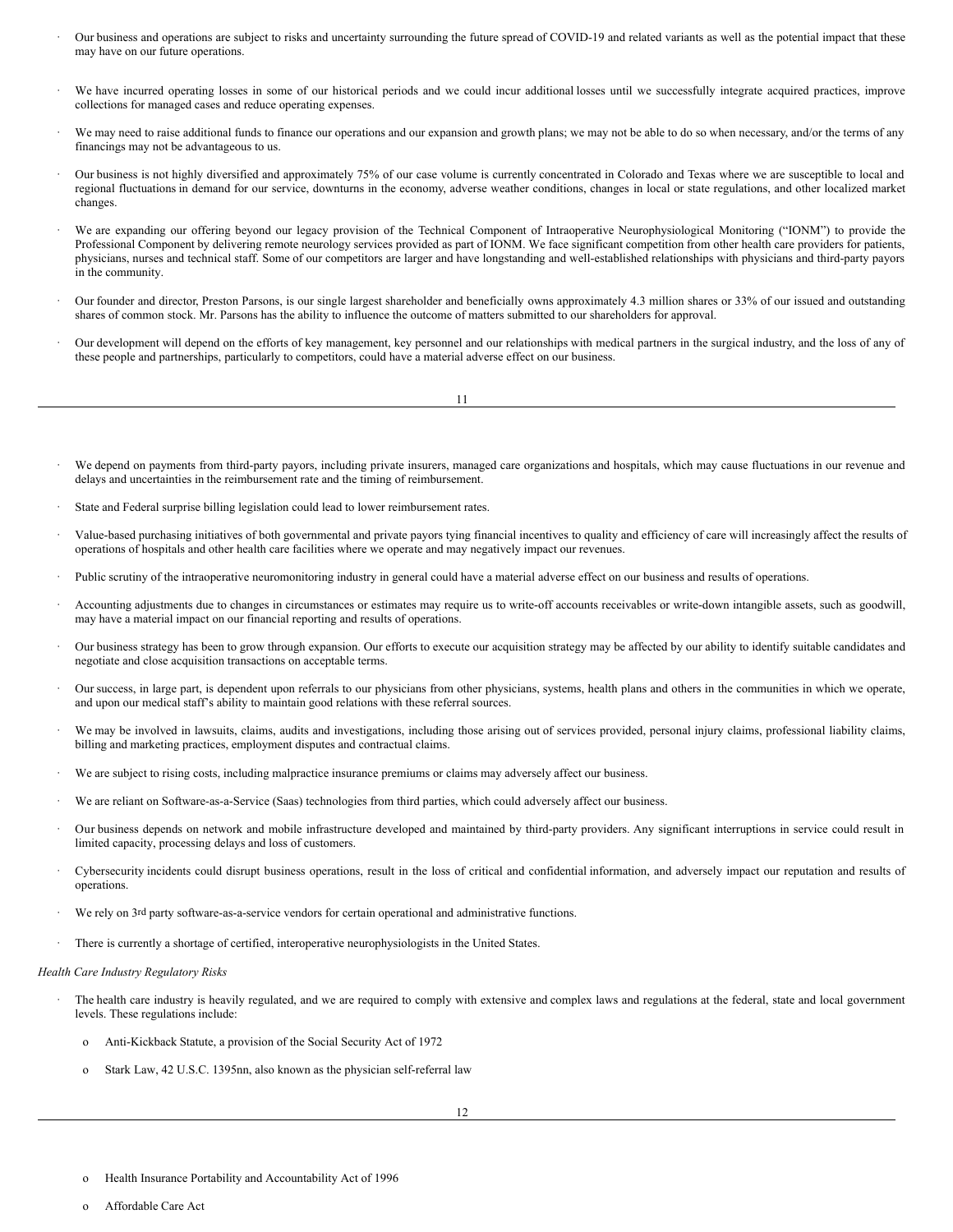- Our business and operations are subject to risks and uncertainty surrounding the future spread of COVID-19 and related variants as well as the potential impact that these may have on our future operations.

- We have incurred operating losses in some of our historical periods and we could incur additional losses until we successfully integrate acquired practices, improve collections for managed cases and reduce operating expenses.

- We may need to raise additional funds to finance our operations and our expansion and growth plans; we may not be able to do so when necessary, and/or the terms of any financings may not be advantageous to us.

- Our business is not highly diversified and approximately 75% of our case volume is currently concentrated in Colorado and Texas where we are susceptible to local and regional fluctuations in demand for our service, downturns in the economy, adverse weather conditions, changes in local or state regulations, and other localized market changes.

- We are expanding our offering beyond our legacy provision of the Technical Component of Intraoperative Neurophysiological Monitoring ("IONM") to provide the Professional Component by delivering remote neurology services provided as part of IONM. We face significant competition from other health care providers for patients, physicians, nurses and technical staff. Some of our competitors are larger and have longstanding and well-established relationships with physicians and third-party payors in the community.

- Our founder and director, Preston Parsons, is our single largest shareholder and beneficially owns approximately 4.3 million shares or 33% of our issued and outstanding shares of common stock. Mr. Parsons has the ability to influence the outcome of matters submitted to our shareholders for approval.

- Our development will depend on the efforts of key management, key personnel and our relationships with medical partners in the surgical industry, and the loss of any of these people and partnerships, particularly to competitors, could have a material adverse effect on our business.

- We depend on payments from third-party payors, including private insurers, managed care organizations and hospitals, which may cause fluctuations in our revenue and delays and uncertainties in the reimbursement rate and the timing of reimbursement.

- State and Federal surprise billing legislation could lead to lower reimbursement rates.

- Value-based purchasing initiatives of both governmental and private payors tying financial incentives to quality and efficiency of care will increasingly affect the results of operations of hospitals and other health care facilities where we operate and may negatively impact our revenues.

- Public scrutiny of the intraoperative neuromonitoring industry in general could have a material adverse effect on our business and results of operations.

- Accounting adjustments due to changes in circumstances or estimates may require us to write-off accounts receivables or write-down intangible assets, such as goodwill, may have a material impact on our financial reporting and results of operations.

- Our business strategy has been to grow through expansion. Our efforts to execute our acquisition strategy may be affected by our ability to identify suitable candidates and negotiate and close acquisition transactions on acceptable terms.

- Our success, in large part, is dependent upon referrals to our physicians from other physicians, systems, health plans and others in the communities in which we operate, and upon our medical staff's ability to maintain good relations with these referral sources.

- We may be involved in lawsuits, claims, audits and investigations, including those arising out of services provided, personal injury claims, professional liability claims, billing and marketing practices, employment disputes and contractual claims.

- We are subject to rising costs, including malpractice insurance premiums or claims may adversely affect our business.

- We are reliant on Software-as-a-Service (Saas) technologies from third parties, which could adversely affect our business.

- Our business depends on network and mobile infrastructure developed and maintained by third-party providers. Any significant interruptions in service could result in limited capacity, processing delays and loss of customers.

- Cybersecurity incidents could disrupt business operations, result in the loss of critical and confidential information, and adversely impact our reputation and results of operations.

- We rely on 3rd party software-as-a-service vendors for certain operational and administrative functions.

- There is currently a shortage of certified, interoperative neurophysiologists in the United States.

*Health Care Industry Regulatory Risks*

- The health care industry is heavily regulated, and we are required to comply with extensive and complex laws and regulations at the federal, state and local government levels. These regulations include:

  - Anti-Kickback Statute, a provision of the Social Security Act of 1972

  - Stark Law, 42 U.S.C. 1395nn, also known as the physician self-referral law

  - Health Insurance Portability and Accountability Act of 1996

  - Affordable Care Act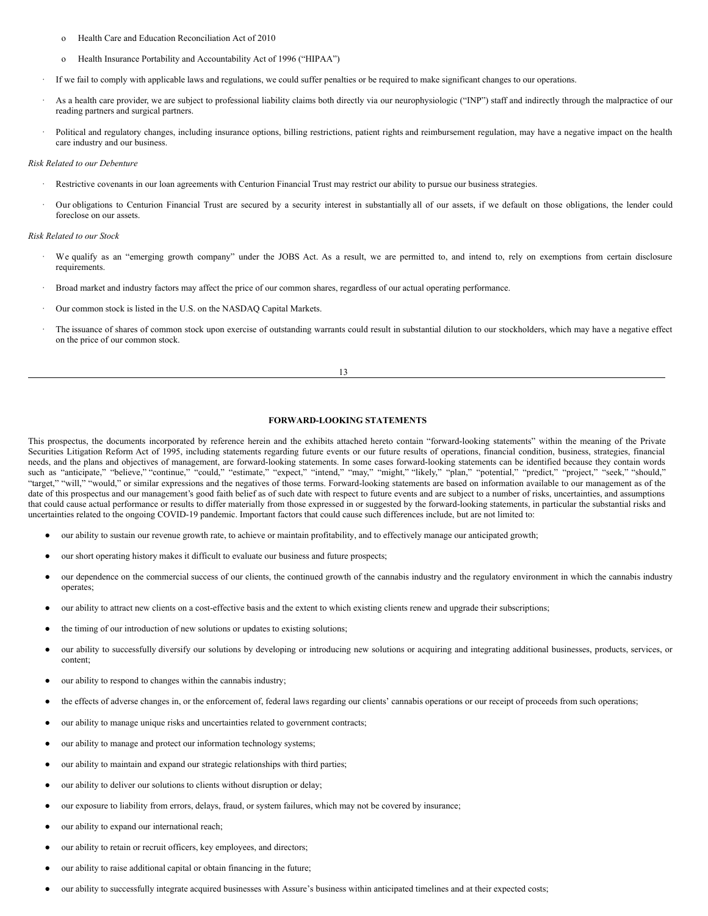- Health Care and Education Reconciliation Act of 2010
  - Health Insurance Portability and Accountability Act of 1996 ("HIPAA")
- If we fail to comply with applicable laws and regulations, we could suffer penalties or be required to make significant changes to our operations.
- As a health care provider, we are subject to professional liability claims both directly via our neurophysiologic ("INP") staff and indirectly through the malpractice of our reading partners and surgical partners.
- Political and regulatory changes, including insurance options, billing restrictions, patient rights and reimbursement regulation, may have a negative impact on the health care industry and our business.

*Risk Related to our Debenture*

- Restrictive covenants in our loan agreements with Centurion Financial Trust may restrict our ability to pursue our business strategies.
- Our obligations to Centurion Financial Trust are secured by a security interest in substantially all of our assets, if we default on those obligations, the lender could foreclose on our assets.

*Risk Related to our Stock*

- We qualify as an "emerging growth company" under the JOBS Act. As a result, we are permitted to, and intend to, rely on exemptions from certain disclosure requirements.
- Broad market and industry factors may affect the price of our common shares, regardless of our actual operating performance.
- Our common stock is listed in the U.S. on the NASDAQ Capital Markets.
- The issuance of shares of common stock upon exercise of outstanding warrants could result in substantial dilution to our stockholders, which may have a negative effect on the price of our common stock.

## FORWARD-LOOKING STATEMENTS

This prospectus, the documents incorporated by reference herein and the exhibits attached hereto contain "forward-looking statements" within the meaning of the Private Securities Litigation Reform Act of 1995, including statements regarding future events or our future results of operations, financial condition, business, strategies, financial needs, and the plans and objectives of management, are forward-looking statements. In some cases forward-looking statements can be identified because they contain words such as "anticipate," "believe," "continue," "could," "estimate," "expect," "intend," "may," "might," "likely," "plan," "potential," "predict," "project," "seek," "should," "target," "will," "would," or similar expressions and the negatives of those terms. Forward-looking statements are based on information available to our management as of the date of this prospectus and our management's good faith belief as of such date with respect to future events and are subject to a number of risks, uncertainties, and assumptions that could cause actual performance or results to differ materially from those expressed in or suggested by the forward-looking statements, in particular the substantial risks and uncertainties related to the ongoing COVID-19 pandemic. Important factors that could cause such differences include, but are not limited to:

- our ability to sustain our revenue growth rate, to achieve or maintain profitability, and to effectively manage our anticipated growth;
- our short operating history makes it difficult to evaluate our business and future prospects;
- our dependence on the commercial success of our clients, the continued growth of the cannabis industry and the regulatory environment in which the cannabis industry operates;
- our ability to attract new clients on a cost-effective basis and the extent to which existing clients renew and upgrade their subscriptions;
- the timing of our introduction of new solutions or updates to existing solutions;
- our ability to successfully diversify our solutions by developing or introducing new solutions or acquiring and integrating additional businesses, products, services, or content;
- our ability to respond to changes within the cannabis industry;
- the effects of adverse changes in, or the enforcement of, federal laws regarding our clients' cannabis operations or our receipt of proceeds from such operations;
- our ability to manage unique risks and uncertainties related to government contracts;
- our ability to manage and protect our information technology systems;
- our ability to maintain and expand our strategic relationships with third parties;
- our ability to deliver our solutions to clients without disruption or delay;
- our exposure to liability from errors, delays, fraud, or system failures, which may not be covered by insurance;
- our ability to expand our international reach;
- our ability to retain or recruit officers, key employees, and directors;
- our ability to raise additional capital or obtain financing in the future;
- our ability to successfully integrate acquired businesses with Assure's business within anticipated timelines and at their expected costs;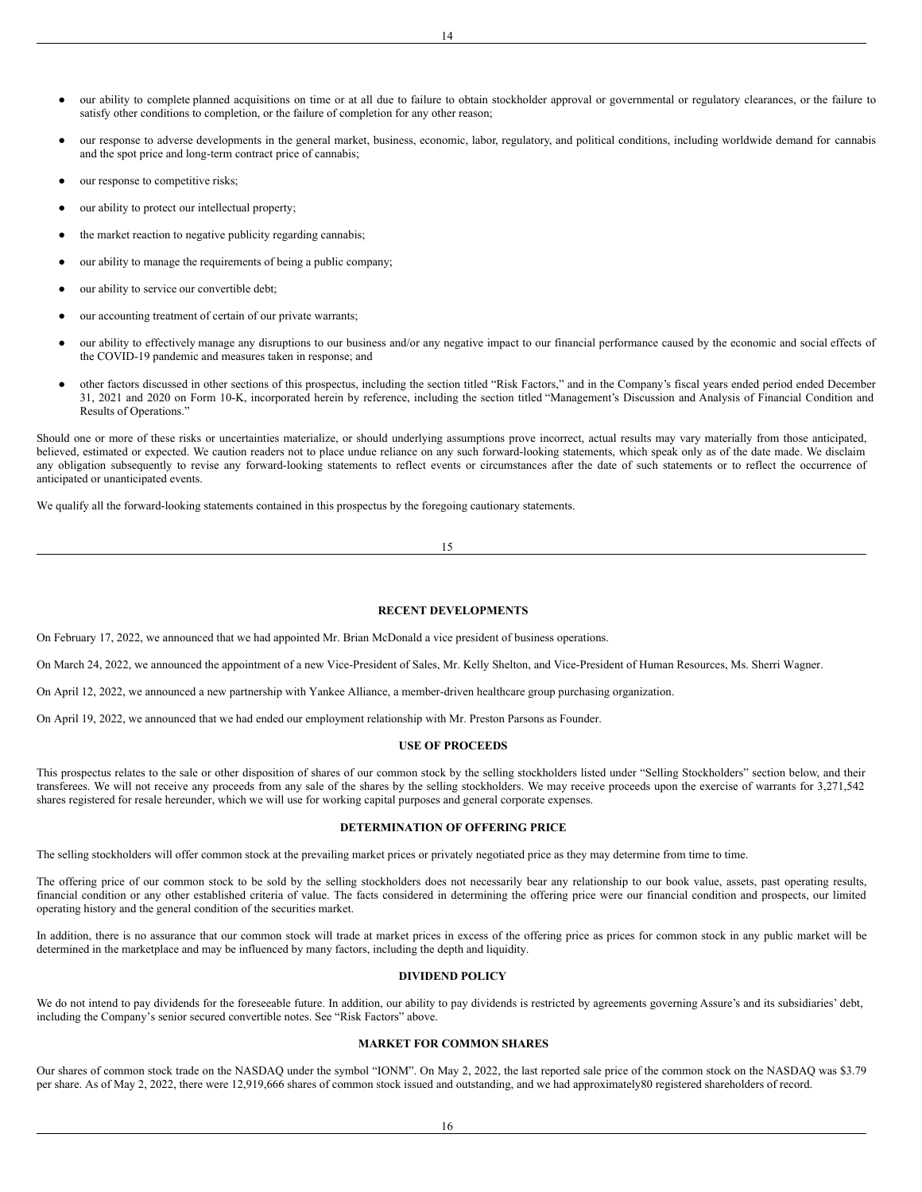- our ability to complete planned acquisitions on time or at all due to failure to obtain stockholder approval or governmental or regulatory clearances, or the failure to satisfy other conditions to completion, or the failure of completion for any other reason;
- our response to adverse developments in the general market, business, economic, labor, regulatory, and political conditions, including worldwide demand for cannabis and the spot price and long-term contract price of cannabis;
- our response to competitive risks;
- our ability to protect our intellectual property;
- the market reaction to negative publicity regarding cannabis;
- our ability to manage the requirements of being a public company;
- our ability to service our convertible debt;
- our accounting treatment of certain of our private warrants;
- our ability to effectively manage any disruptions to our business and/or any negative impact to our financial performance caused by the economic and social effects of the COVID-19 pandemic and measures taken in response; and
- other factors discussed in other sections of this prospectus, including the section titled "Risk Factors," and in the Company's fiscal years ended period ended December 31, 2021 and 2020 on Form 10-K, incorporated herein by reference, including the section titled "Management's Discussion and Analysis of Financial Condition and Results of Operations."

Should one or more of these risks or uncertainties materialize, or should underlying assumptions prove incorrect, actual results may vary materially from those anticipated, believed, estimated or expected. We caution readers not to place undue reliance on any such forward-looking statements, which speak only as of the date made. We disclaim any obligation subsequently to revise any forward-looking statements to reflect events or circumstances after the date of such statements or to reflect the occurrence of anticipated or unanticipated events.

We qualify all the forward-looking statements contained in this prospectus by the foregoing cautionary statements.

## RECENT DEVELOPMENTS

On February 17, 2022, we announced that we had appointed Mr. Brian McDonald a vice president of business operations.

On March 24, 2022, we announced the appointment of a new Vice-President of Sales, Mr. Kelly Shelton, and Vice-President of Human Resources, Ms. Sherri Wagner.

On April 12, 2022, we announced a new partnership with Yankee Alliance, a member-driven healthcare group purchasing organization.

On April 19, 2022, we announced that we had ended our employment relationship with Mr. Preston Parsons as Founder.

## USE OF PROCEEDS

This prospectus relates to the sale or other disposition of shares of our common stock by the selling stockholders listed under "Selling Stockholders" section below, and their transferees. We will not receive any proceeds from any sale of the shares by the selling stockholders. We may receive proceeds upon the exercise of warrants for 3,271,542 shares registered for resale hereunder, which we will use for working capital purposes and general corporate expenses.

## DETERMINATION OF OFFERING PRICE

The selling stockholders will offer common stock at the prevailing market prices or privately negotiated price as they may determine from time to time.

The offering price of our common stock to be sold by the selling stockholders does not necessarily bear any relationship to our book value, assets, past operating results, financial condition or any other established criteria of value. The facts considered in determining the offering price were our financial condition and prospects, our limited operating history and the general condition of the securities market.

In addition, there is no assurance that our common stock will trade at market prices in excess of the offering price as prices for common stock in any public market will be determined in the marketplace and may be influenced by many factors, including the depth and liquidity.

## DIVIDEND POLICY

We do not intend to pay dividends for the foreseeable future. In addition, our ability to pay dividends is restricted by agreements governing Assure's and its subsidiaries' debt, including the Company's senior secured convertible notes. See "Risk Factors" above.

## MARKET FOR COMMON SHARES

Our shares of common stock trade on the NASDAQ under the symbol "IONM". On May 2, 2022, the last reported sale price of the common stock on the NASDAQ was $3.79 per share. As of May 2, 2022, there were 12,919,666 shares of common stock issued and outstanding, and we had approximately80 registered shareholders of record.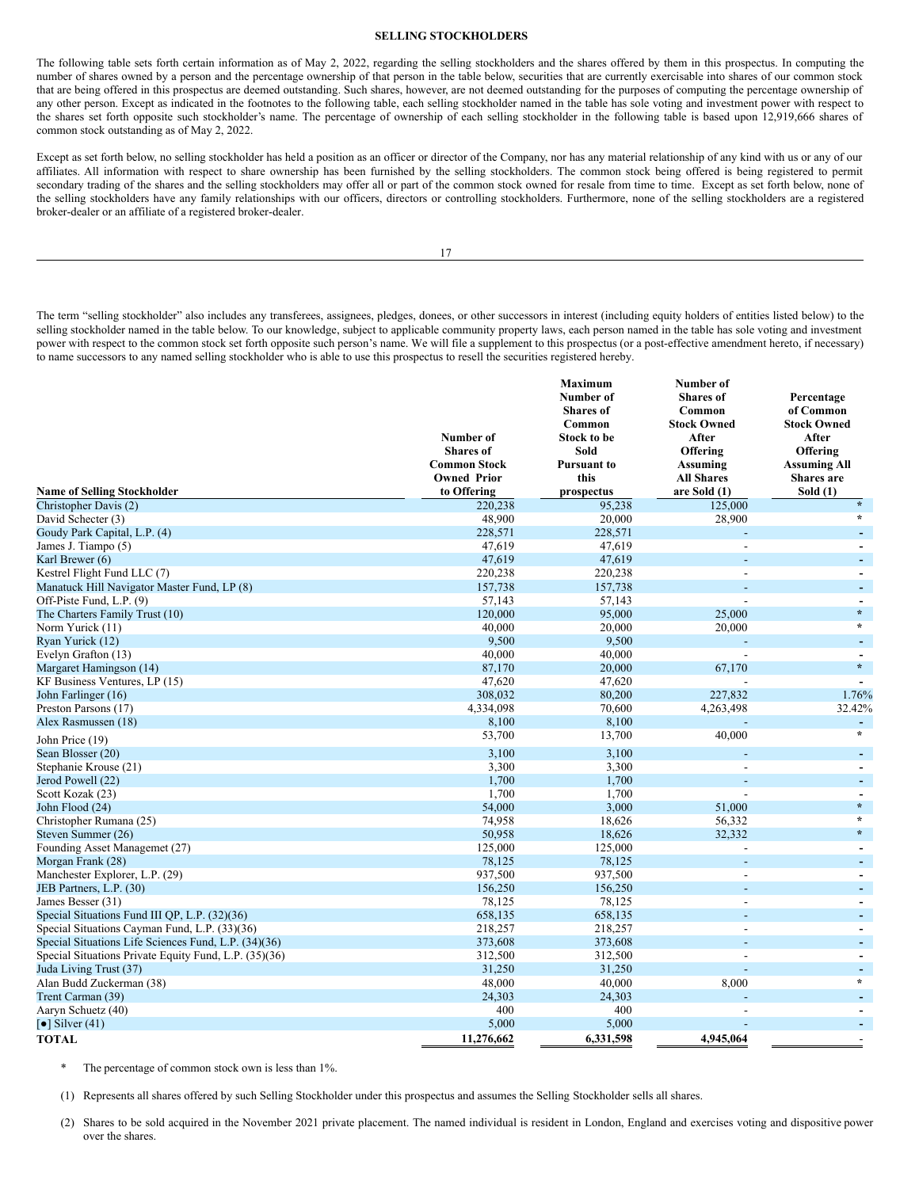## SELLING STOCKHOLDERS

The following table sets forth certain information as of May 2, 2022, regarding the selling stockholders and the shares offered by them in this prospectus. In computing the number of shares owned by a person and the percentage ownership of that person in the table below, securities that are currently exercisable into shares of our common stock that are being offered in this prospectus are deemed outstanding. Such shares, however, are not deemed outstanding for the purposes of computing the percentage ownership of any other person. Except as indicated in the footnotes to the following table, each selling stockholder named in the table has sole voting and investment power with respect to the shares set forth opposite such stockholder's name. The percentage of ownership of each selling stockholder in the following table is based upon 12,919,666 shares of common stock outstanding as of May 2, 2022.

Except as set forth below, no selling stockholder has held a position as an officer or director of the Company, nor has any material relationship of any kind with us or any of our affiliates. All information with respect to share ownership has been furnished by the selling stockholders. The common stock being offered is being registered to permit secondary trading of the shares and the selling stockholders may offer all or part of the common stock owned for resale from time to time. Except as set forth below, none of the selling stockholders have any family relationships with our officers, directors or controlling stockholders. Furthermore, none of the selling stockholders are a registered broker-dealer or an affiliate of a registered broker-dealer.

The term "selling stockholder" also includes any transferees, assignees, pledges, donees, or other successors in interest (including equity holders of entities listed below) to the selling stockholder named in the table below. To our knowledge, subject to applicable community property laws, each person named in the table has sole voting and investment power with respect to the common stock set forth opposite such person's name. We will file a supplement to this prospectus (or a post-effective amendment hereto, if necessary) to name successors to any named selling stockholder who is able to use this prospectus to resell the securities registered hereby.

| Name of Selling Stockholder | Number of Shares of Common Stock Owned Prior to Offering | Maximum Number of Shares of Common Stock to be Sold Pursuant to this prospectus | Number of Shares of Common Stock Owned After Offering Assuming All Shares are Sold (1) | Percentage of Common Stock Owned After Offering Assuming All Shares are Sold (1) |
|---|---|---|---|---|
| Christopher Davis (2) | 220,238 | 95,238 | 125,000 | * |
| David Schecter (3) | 48,900 | 20,000 | 28,900 | * |
| Goudy Park Capital, L.P. (4) | 228,571 | 228,571 | - | - |
| James J. Tiampo (5) | 47,619 | 47,619 | - | - |
| Karl Brewer (6) | 47,619 | 47,619 | - | - |
| Kestrel Flight Fund LLC (7) | 220,238 | 220,238 | - | - |
| Manatuck Hill Navigator Master Fund, LP (8) | 157,738 | 157,738 | - | - |
| Off-Piste Fund, L.P. (9) | 57,143 | 57,143 | - | - |
| The Charters Family Trust (10) | 120,000 | 95,000 | 25,000 | * |
| Norm Yurick (11) | 40,000 | 20,000 | 20,000 | * |
| Ryan Yurick (12) | 9,500 | 9,500 | - | - |
| Evelyn Grafton (13) | 40,000 | 40,000 | - | - |
| Margaret Hamingson (14) | 87,170 | 20,000 | 67,170 | * |
| KF Business Ventures, LP (15) | 47,620 | 47,620 | - | - |
| John Farlinger (16) | 308,032 | 80,200 | 227,832 | 1.76% |
| Preston Parsons (17) | 4,334,098 | 70,600 | 4,263,498 | 32.42% |
| Alex Rasmussen (18) | 8,100 | 8,100 | - | - |
| John Price (19) | 53,700 | 13,700 | 40,000 | * |
| Sean Blosser (20) | 3,100 | 3,100 | - | - |
| Stephanie Krouse (21) | 3,300 | 3,300 | - | - |
| Jerod Powell (22) | 1,700 | 1,700 | - | - |
| Scott Kozak (23) | 1,700 | 1,700 | - | - |
| John Flood (24) | 54,000 | 3,000 | 51,000 | * |
| Christopher Rumana (25) | 74,958 | 18,626 | 56,332 | * |
| Steven Summer (26) | 50,958 | 18,626 | 32,332 | * |
| Founding Asset Managemet (27) | 125,000 | 125,000 | - | - |
| Morgan Frank (28) | 78,125 | 78,125 | - | - |
| Manchester Explorer, L.P. (29) | 937,500 | 937,500 | - | - |
| JEB Partners, L.P. (30) | 156,250 | 156,250 | - | - |
| James Besser (31) | 78,125 | 78,125 | - | - |
| Special Situations Fund III QP, L.P. (32)(36) | 658,135 | 658,135 | - | - |
| Special Situations Cayman Fund, L.P. (33)(36) | 218,257 | 218,257 | - | - |
| Special Situations Life Sciences Fund, L.P. (34)(36) | 373,608 | 373,608 | - | - |
| Special Situations Private Equity Fund, L.P. (35)(36) | 312,500 | 312,500 | - | - |
| Juda Living Trust (37) | 31,250 | 31,250 | - | - |
| Alan Budd Zuckerman (38) | 48,000 | 40,000 | 8,000 | * |
| Trent Carman (39) | 24,303 | 24,303 | - | - |
| Aaryn Schuetz (40) | 400 | 400 | - | - |
| [●] Silver (41) | 5,000 | 5,000 | - | - |
| **TOTAL** | **11,276,662** | **6,331,598** | **4,945,064** | - |

\* The percentage of common stock own is less than 1%.

(1) Represents all shares offered by such Selling Stockholder under this prospectus and assumes the Selling Stockholder sells all shares.

(2) Shares to be sold acquired in the November 2021 private placement. The named individual is resident in London, England and exercises voting and dispositive power over the shares.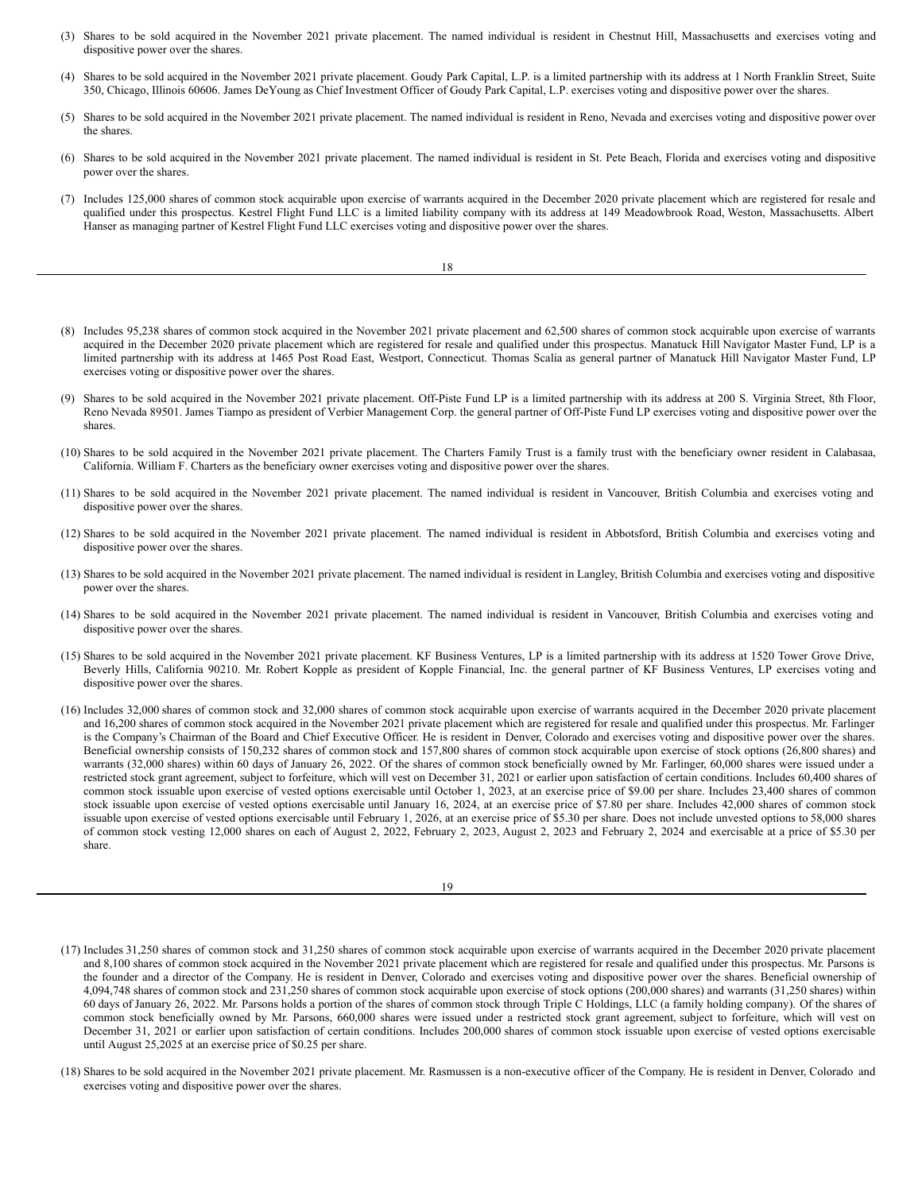(3) Shares to be sold acquired in the November 2021 private placement. The named individual is resident in Chestnut Hill, Massachusetts and exercises voting and dispositive power over the shares.

(4) Shares to be sold acquired in the November 2021 private placement. Goudy Park Capital, L.P. is a limited partnership with its address at 1 North Franklin Street, Suite 350, Chicago, Illinois 60606. James DeYoung as Chief Investment Officer of Goudy Park Capital, L.P. exercises voting and dispositive power over the shares.

(5) Shares to be sold acquired in the November 2021 private placement. The named individual is resident in Reno, Nevada and exercises voting and dispositive power over the shares.

(6) Shares to be sold acquired in the November 2021 private placement. The named individual is resident in St. Pete Beach, Florida and exercises voting and dispositive power over the shares.

(7) Includes 125,000 shares of common stock acquirable upon exercise of warrants acquired in the December 2020 private placement which are registered for resale and qualified under this prospectus. Kestrel Flight Fund LLC is a limited liability company with its address at 149 Meadowbrook Road, Weston, Massachusetts. Albert Hanser as managing partner of Kestrel Flight Fund LLC exercises voting and dispositive power over the shares.

(8) Includes 95,238 shares of common stock acquired in the November 2021 private placement and 62,500 shares of common stock acquirable upon exercise of warrants acquired in the December 2020 private placement which are registered for resale and qualified under this prospectus. Manatuck Hill Navigator Master Fund, LP is a limited partnership with its address at 1465 Post Road East, Westport, Connecticut. Thomas Scalia as general partner of Manatuck Hill Navigator Master Fund, LP exercises voting or dispositive power over the shares.

(9) Shares to be sold acquired in the November 2021 private placement. Off-Piste Fund LP is a limited partnership with its address at 200 S. Virginia Street, 8th Floor, Reno Nevada 89501. James Tiampo as president of Verbier Management Corp. the general partner of Off-Piste Fund LP exercises voting and dispositive power over the shares.

(10) Shares to be sold acquired in the November 2021 private placement. The Charters Family Trust is a family trust with the beneficiary owner resident in Calabasaa, California. William F. Charters as the beneficiary owner exercises voting and dispositive power over the shares.

(11) Shares to be sold acquired in the November 2021 private placement. The named individual is resident in Vancouver, British Columbia and exercises voting and dispositive power over the shares.

(12) Shares to be sold acquired in the November 2021 private placement. The named individual is resident in Abbotsford, British Columbia and exercises voting and dispositive power over the shares.

(13) Shares to be sold acquired in the November 2021 private placement. The named individual is resident in Langley, British Columbia and exercises voting and dispositive power over the shares.

(14) Shares to be sold acquired in the November 2021 private placement. The named individual is resident in Vancouver, British Columbia and exercises voting and dispositive power over the shares.

(15) Shares to be sold acquired in the November 2021 private placement. KF Business Ventures, LP is a limited partnership with its address at 1520 Tower Grove Drive, Beverly Hills, California 90210. Mr. Robert Kopple as president of Kopple Financial, Inc. the general partner of KF Business Ventures, LP exercises voting and dispositive power over the shares.

(16) Includes 32,000 shares of common stock and 32,000 shares of common stock acquirable upon exercise of warrants acquired in the December 2020 private placement and 16,200 shares of common stock acquired in the November 2021 private placement which are registered for resale and qualified under this prospectus. Mr. Farlinger is the Company's Chairman of the Board and Chief Executive Officer. He is resident in Denver, Colorado and exercises voting and dispositive power over the shares. Beneficial ownership consists of 150,232 shares of common stock and 157,800 shares of common stock acquirable upon exercise of stock options (26,800 shares) and warrants (32,000 shares) within 60 days of January 26, 2022. Of the shares of common stock beneficially owned by Mr. Farlinger, 60,000 shares were issued under a restricted stock grant agreement, subject to forfeiture, which will vest on December 31, 2021 or earlier upon satisfaction of certain conditions. Includes 60,400 shares of common stock issuable upon exercise of vested options exercisable until October 1, 2023, at an exercise price of $9.00 per share. Includes 23,400 shares of common stock issuable upon exercise of vested options exercisable until January 16, 2024, at an exercise price of $7.80 per share. Includes 42,000 shares of common stock issuable upon exercise of vested options exercisable until February 1, 2026, at an exercise price of $5.30 per share. Does not include unvested options to 58,000 shares of common stock vesting 12,000 shares on each of August 2, 2022, February 2, 2023, August 2, 2023 and February 2, 2024 and exercisable at a price of $5.30 per share.

(17) Includes 31,250 shares of common stock and 31,250 shares of common stock acquirable upon exercise of warrants acquired in the December 2020 private placement and 8,100 shares of common stock acquired in the November 2021 private placement which are registered for resale and qualified under this prospectus. Mr. Parsons is the founder and a director of the Company. He is resident in Denver, Colorado and exercises voting and dispositive power over the shares. Beneficial ownership of 4,094,748 shares of common stock and 231,250 shares of common stock acquirable upon exercise of stock options (200,000 shares) and warrants (31,250 shares) within 60 days of January 26, 2022. Mr. Parsons holds a portion of the shares of common stock through Triple C Holdings, LLC (a family holding company). Of the shares of common stock beneficially owned by Mr. Parsons, 660,000 shares were issued under a restricted stock grant agreement, subject to forfeiture, which will vest on December 31, 2021 or earlier upon satisfaction of certain conditions. Includes 200,000 shares of common stock issuable upon exercise of vested options exercisable until August 25,2025 at an exercise price of $0.25 per share.

(18) Shares to be sold acquired in the November 2021 private placement. Mr. Rasmussen is a non-executive officer of the Company. He is resident in Denver, Colorado and exercises voting and dispositive power over the shares.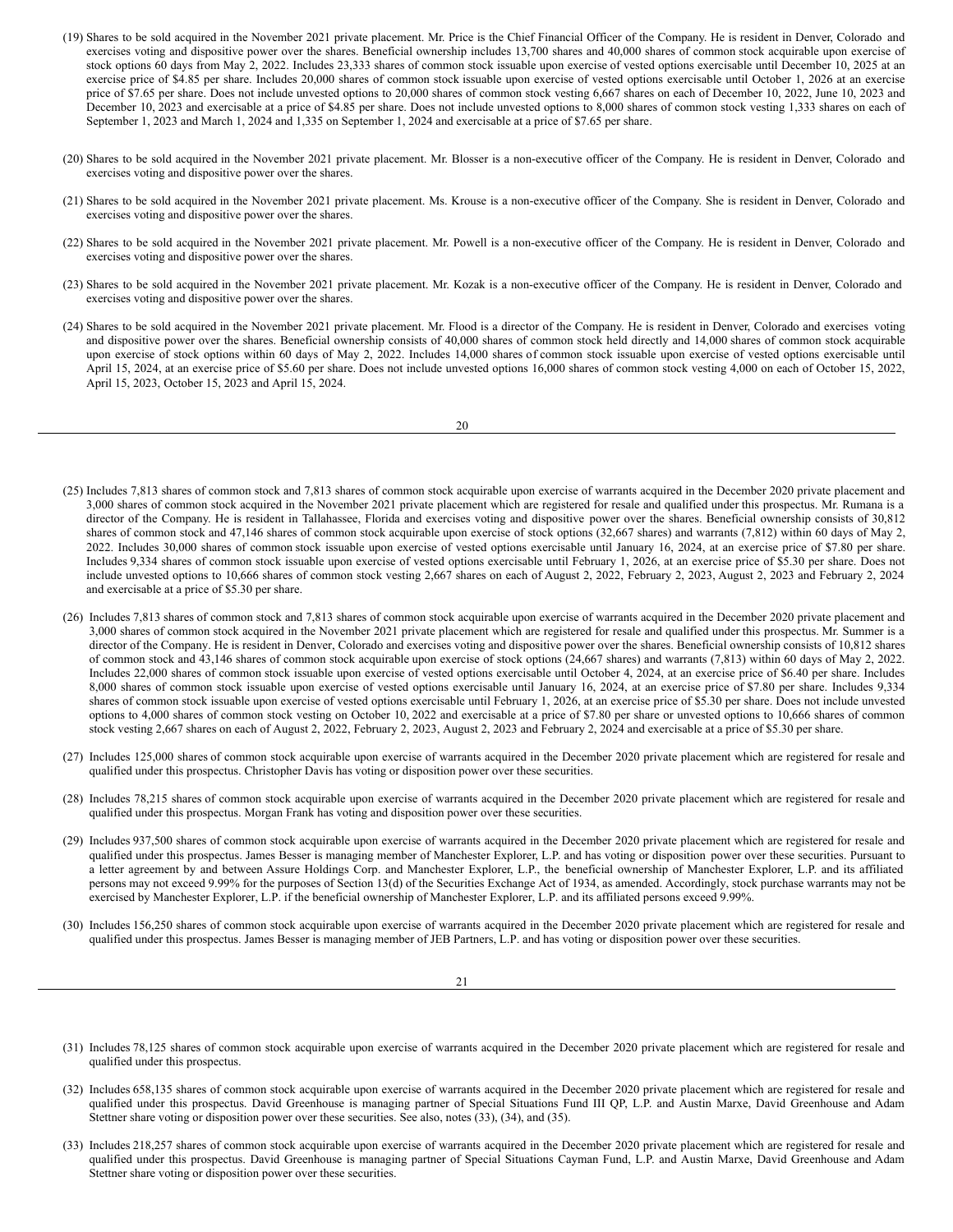(19) Shares to be sold acquired in the November 2021 private placement. Mr. Price is the Chief Financial Officer of the Company. He is resident in Denver, Colorado and exercises voting and dispositive power over the shares. Beneficial ownership includes 13,700 shares and 40,000 shares of common stock acquirable upon exercise of stock options 60 days from May 2, 2022. Includes 23,333 shares of common stock issuable upon exercise of vested options exercisable until December 10, 2025 at an exercise price of $4.85 per share. Includes 20,000 shares of common stock issuable upon exercise of vested options exercisable until October 1, 2026 at an exercise price of $7.65 per share. Does not include unvested options to 20,000 shares of common stock vesting 6,667 shares on each of December 10, 2022, June 10, 2023 and December 10, 2023 and exercisable at a price of $4.85 per share. Does not include unvested options to 8,000 shares of common stock vesting 1,333 shares on each of September 1, 2023 and March 1, 2024 and 1,335 on September 1, 2024 and exercisable at a price of $7.65 per share.

(20) Shares to be sold acquired in the November 2021 private placement. Mr. Blosser is a non-executive officer of the Company. He is resident in Denver, Colorado and exercises voting and dispositive power over the shares.

(21) Shares to be sold acquired in the November 2021 private placement. Ms. Krouse is a non-executive officer of the Company. She is resident in Denver, Colorado and exercises voting and dispositive power over the shares.

(22) Shares to be sold acquired in the November 2021 private placement. Mr. Powell is a non-executive officer of the Company. He is resident in Denver, Colorado and exercises voting and dispositive power over the shares.

(23) Shares to be sold acquired in the November 2021 private placement. Mr. Kozak is a non-executive officer of the Company. He is resident in Denver, Colorado and exercises voting and dispositive power over the shares.

(24) Shares to be sold acquired in the November 2021 private placement. Mr. Flood is a director of the Company. He is resident in Denver, Colorado and exercises voting and dispositive power over the shares. Beneficial ownership consists of 40,000 shares of common stock held directly and 14,000 shares of common stock acquirable upon exercise of stock options within 60 days of May 2, 2022. Includes 14,000 shares of common stock issuable upon exercise of vested options exercisable until April 15, 2024, at an exercise price of $5.60 per share. Does not include unvested options 16,000 shares of common stock vesting 4,000 on each of October 15, 2022, April 15, 2023, October 15, 2023 and April 15, 2024.

(25) Includes 7,813 shares of common stock and 7,813 shares of common stock acquirable upon exercise of warrants acquired in the December 2020 private placement and 3,000 shares of common stock acquired in the November 2021 private placement which are registered for resale and qualified under this prospectus. Mr. Rumana is a director of the Company. He is resident in Tallahassee, Florida and exercises voting and dispositive power over the shares. Beneficial ownership consists of 30,812 shares of common stock and 47,146 shares of common stock acquirable upon exercise of stock options (32,667 shares) and warrants (7,812) within 60 days of May 2, 2022. Includes 30,000 shares of common stock issuable upon exercise of vested options exercisable until January 16, 2024, at an exercise price of $7.80 per share. Includes 9,334 shares of common stock issuable upon exercise of vested options exercisable until February 1, 2026, at an exercise price of $5.30 per share. Does not include unvested options to 10,666 shares of common stock vesting 2,667 shares on each of August 2, 2022, February 2, 2023, August 2, 2023 and February 2, 2024 and exercisable at a price of $5.30 per share.

(26) Includes 7,813 shares of common stock and 7,813 shares of common stock acquirable upon exercise of warrants acquired in the December 2020 private placement and 3,000 shares of common stock acquired in the November 2021 private placement which are registered for resale and qualified under this prospectus. Mr. Summer is a director of the Company. He is resident in Denver, Colorado and exercises voting and dispositive power over the shares. Beneficial ownership consists of 10,812 shares of common stock and 43,146 shares of common stock acquirable upon exercise of stock options (24,667 shares) and warrants (7,813) within 60 days of May 2, 2022. Includes 22,000 shares of common stock issuable upon exercise of vested options exercisable until October 4, 2024, at an exercise price of $6.40 per share. Includes 8,000 shares of common stock issuable upon exercise of vested options exercisable until January 16, 2024, at an exercise price of $7.80 per share. Includes 9,334 shares of common stock issuable upon exercise of vested options exercisable until February 1, 2026, at an exercise price of $5.30 per share. Does not include unvested options to 4,000 shares of common stock vesting on October 10, 2022 and exercisable at a price of $7.80 per share or unvested options to 10,666 shares of common stock vesting 2,667 shares on each of August 2, 2022, February 2, 2023, August 2, 2023 and February 2, 2024 and exercisable at a price of $5.30 per share.

(27) Includes 125,000 shares of common stock acquirable upon exercise of warrants acquired in the December 2020 private placement which are registered for resale and qualified under this prospectus. Christopher Davis has voting or disposition power over these securities.

(28) Includes 78,215 shares of common stock acquirable upon exercise of warrants acquired in the December 2020 private placement which are registered for resale and qualified under this prospectus. Morgan Frank has voting and disposition power over these securities.

(29) Includes 937,500 shares of common stock acquirable upon exercise of warrants acquired in the December 2020 private placement which are registered for resale and qualified under this prospectus. James Besser is managing member of Manchester Explorer, L.P. and has voting or disposition power over these securities. Pursuant to a letter agreement by and between Assure Holdings Corp. and Manchester Explorer, L.P., the beneficial ownership of Manchester Explorer, L.P. and its affiliated persons may not exceed 9.99% for the purposes of Section 13(d) of the Securities Exchange Act of 1934, as amended. Accordingly, stock purchase warrants may not be exercised by Manchester Explorer, L.P. if the beneficial ownership of Manchester Explorer, L.P. and its affiliated persons exceed 9.99%.

(30) Includes 156,250 shares of common stock acquirable upon exercise of warrants acquired in the December 2020 private placement which are registered for resale and qualified under this prospectus. James Besser is managing member of JEB Partners, L.P. and has voting or disposition power over these securities.

(31) Includes 78,125 shares of common stock acquirable upon exercise of warrants acquired in the December 2020 private placement which are registered for resale and qualified under this prospectus.

(32) Includes 658,135 shares of common stock acquirable upon exercise of warrants acquired in the December 2020 private placement which are registered for resale and qualified under this prospectus. David Greenhouse is managing partner of Special Situations Fund III QP, L.P. and Austin Marxe, David Greenhouse and Adam Stettner share voting or disposition power over these securities. See also, notes (33), (34), and (35).

(33) Includes 218,257 shares of common stock acquirable upon exercise of warrants acquired in the December 2020 private placement which are registered for resale and qualified under this prospectus. David Greenhouse is managing partner of Special Situations Cayman Fund, L.P. and Austin Marxe, David Greenhouse and Adam Stettner share voting or disposition power over these securities.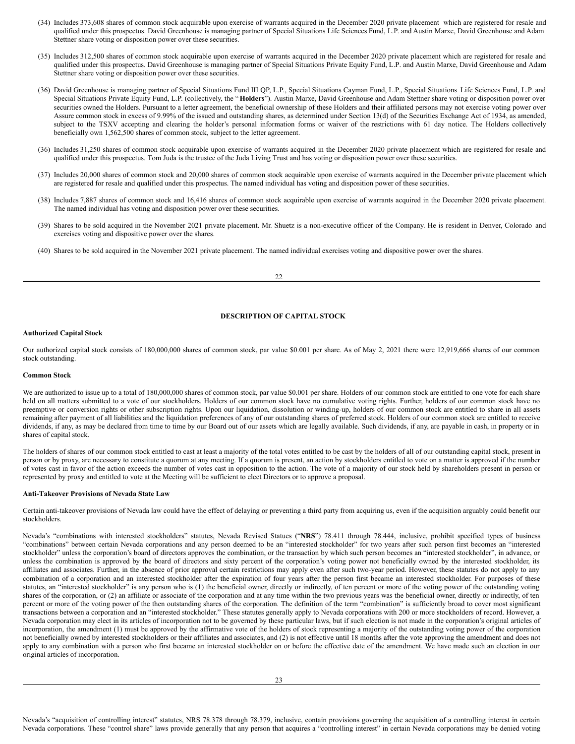(34) Includes 373,608 shares of common stock acquirable upon exercise of warrants acquired in the December 2020 private placement which are registered for resale and qualified under this prospectus. David Greenhouse is managing partner of Special Situations Life Sciences Fund, L.P. and Austin Marxe, David Greenhouse and Adam Stettner share voting or disposition power over these securities.

(35) Includes 312,500 shares of common stock acquirable upon exercise of warrants acquired in the December 2020 private placement which are registered for resale and qualified under this prospectus. David Greenhouse is managing partner of Special Situations Private Equity Fund, L.P. and Austin Marxe, David Greenhouse and Adam Stettner share voting or disposition power over these securities.

(36) David Greenhouse is managing partner of Special Situations Fund III QP, L.P., Special Situations Cayman Fund, L.P., Special Situations Life Sciences Fund, L.P. and Special Situations Private Equity Fund, L.P. (collectively, the "**Holders**"). Austin Marxe, David Greenhouse and Adam Stettner share voting or disposition power over securities owned the Holders. Pursuant to a letter agreement, the beneficial ownership of these Holders and their affiliated persons may not exercise voting power over Assure common stock in excess of 9.99% of the issued and outstanding shares, as determined under Section 13(d) of the Securities Exchange Act of 1934, as amended, subject to the TSXV accepting and clearing the holder's personal information forms or waiver of the restrictions with 61 day notice. The Holders collectively beneficially own 1,562,500 shares of common stock, subject to the letter agreement.

(36) Includes 31,250 shares of common stock acquirable upon exercise of warrants acquired in the December 2020 private placement which are registered for resale and qualified under this prospectus. Tom Juda is the trustee of the Juda Living Trust and has voting or disposition power over these securities.

(37) Includes 20,000 shares of common stock and 20,000 shares of common stock acquirable upon exercise of warrants acquired in the December private placement which are registered for resale and qualified under this prospectus. The named individual has voting and disposition power of these securities.

(38) Includes 7,887 shares of common stock and 16,416 shares of common stock acquirable upon exercise of warrants acquired in the December 2020 private placement. The named individual has voting and disposition power over these securities.

(39) Shares to be sold acquired in the November 2021 private placement. Mr. Shuetz is a non-executive officer of the Company. He is resident in Denver, Colorado and exercises voting and dispositive power over the shares.

(40) Shares to be sold acquired in the November 2021 private placement. The named individual exercises voting and dispositive power over the shares.

## DESCRIPTION OF CAPITAL STOCK

### Authorized Capital Stock

Our authorized capital stock consists of 180,000,000 shares of common stock, par value $0.001 per share. As of May 2, 2021 there were 12,919,666 shares of our common stock outstanding.

### Common Stock

We are authorized to issue up to a total of 180,000,000 shares of common stock, par value $0.001 per share. Holders of our common stock are entitled to one vote for each share held on all matters submitted to a vote of our stockholders. Holders of our common stock have no cumulative voting rights. Further, holders of our common stock have no preemptive or conversion rights or other subscription rights. Upon our liquidation, dissolution or winding-up, holders of our common stock are entitled to share in all assets remaining after payment of all liabilities and the liquidation preferences of any of our outstanding shares of preferred stock. Holders of our common stock are entitled to receive dividends, if any, as may be declared from time to time by our Board out of our assets which are legally available. Such dividends, if any, are payable in cash, in property or in shares of capital stock.

The holders of shares of our common stock entitled to cast at least a majority of the total votes entitled to be cast by the holders of all of our outstanding capital stock, present in person or by proxy, are necessary to constitute a quorum at any meeting. If a quorum is present, an action by stockholders entitled to vote on a matter is approved if the number of votes cast in favor of the action exceeds the number of votes cast in opposition to the action. The vote of a majority of our stock held by shareholders present in person or represented by proxy and entitled to vote at the Meeting will be sufficient to elect Directors or to approve a proposal.

### Anti-Takeover Provisions of Nevada State Law

Certain anti-takeover provisions of Nevada law could have the effect of delaying or preventing a third party from acquiring us, even if the acquisition arguably could benefit our stockholders.

Nevada's "combinations with interested stockholders" statutes, Nevada Revised Statues ("**NRS**") 78.411 through 78.444, inclusive, prohibit specified types of business "combinations" between certain Nevada corporations and any person deemed to be an "interested stockholder" for two years after such person first becomes an "interested stockholder" unless the corporation's board of directors approves the combination, or the transaction by which such person becomes an "interested stockholder", in advance, or unless the combination is approved by the board of directors and sixty percent of the corporation's voting power not beneficially owned by the interested stockholder, its affiliates and associates. Further, in the absence of prior approval certain restrictions may apply even after such two-year period. However, these statutes do not apply to any combination of a corporation and an interested stockholder after the expiration of four years after the person first became an interested stockholder. For purposes of these statutes, an "interested stockholder" is any person who is (1) the beneficial owner, directly or indirectly, of ten percent or more of the voting power of the outstanding voting shares of the corporation, or (2) an affiliate or associate of the corporation and at any time within the two previous years was the beneficial owner, directly or indirectly, of ten percent or more of the voting power of the then outstanding shares of the corporation. The definition of the term "combination" is sufficiently broad to cover most significant transactions between a corporation and an "interested stockholder." These statutes generally apply to Nevada corporations with 200 or more stockholders of record. However, a Nevada corporation may elect in its articles of incorporation not to be governed by these particular laws, but if such election is not made in the corporation's original articles of incorporation, the amendment (1) must be approved by the affirmative vote of the holders of stock representing a majority of the outstanding voting power of the corporation not beneficially owned by interested stockholders or their affiliates and associates, and (2) is not effective until 18 months after the vote approving the amendment and does not apply to any combination with a person who first became an interested stockholder on or before the effective date of the amendment. We have made such an election in our original articles of incorporation.

Nevada's "acquisition of controlling interest" statutes, NRS 78.378 through 78.379, inclusive, contain provisions governing the acquisition of a controlling interest in certain Nevada corporations. These "control share" laws provide generally that any person that acquires a "controlling interest" in certain Nevada corporations may be denied voting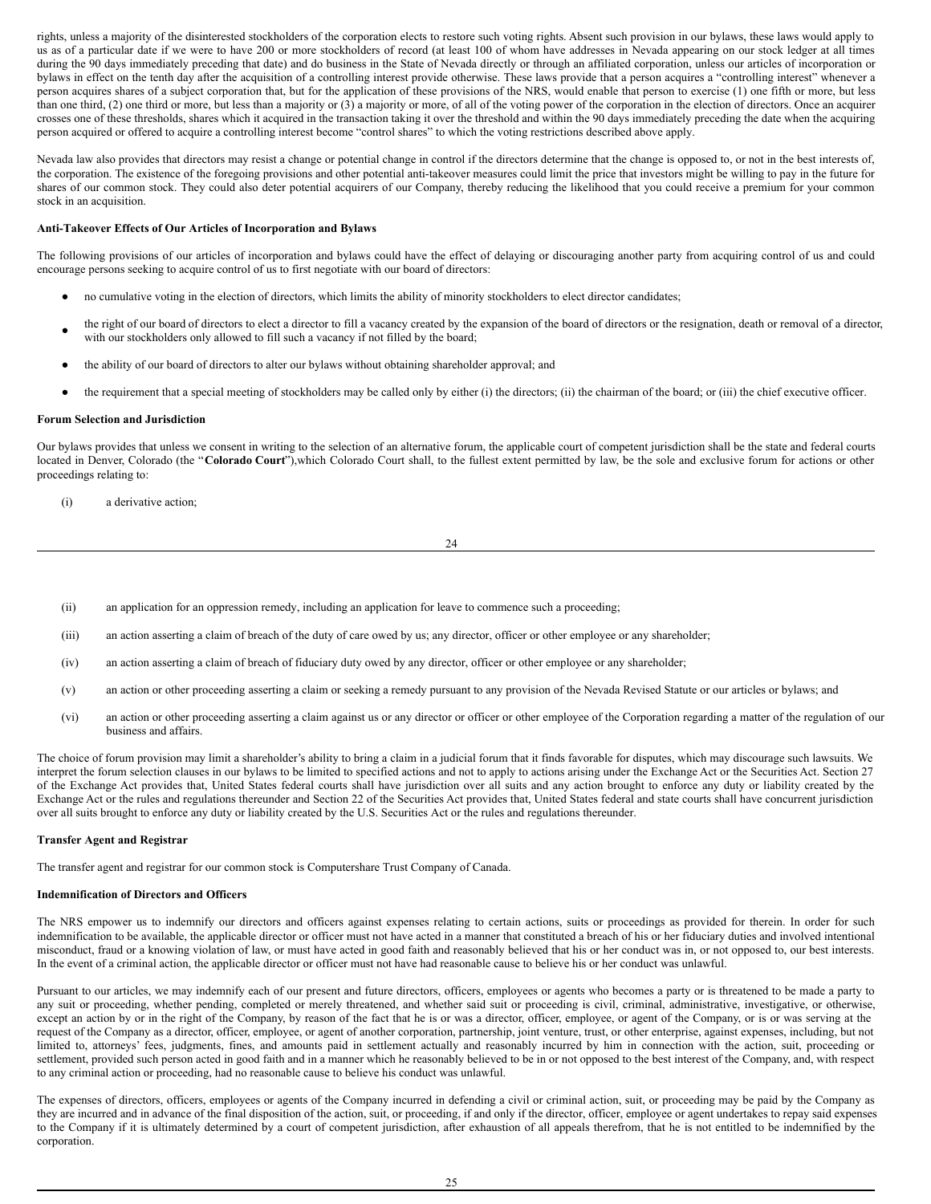rights, unless a majority of the disinterested stockholders of the corporation elects to restore such voting rights. Absent such provision in our bylaws, these laws would apply to us as of a particular date if we were to have 200 or more stockholders of record (at least 100 of whom have addresses in Nevada appearing on our stock ledger at all times during the 90 days immediately preceding that date) and do business in the State of Nevada directly or through an affiliated corporation, unless our articles of incorporation or bylaws in effect on the tenth day after the acquisition of a controlling interest provide otherwise. These laws provide that a person acquires a "controlling interest" whenever a person acquires shares of a subject corporation that, but for the application of these provisions of the NRS, would enable that person to exercise (1) one fifth or more, but less than one third, (2) one third or more, but less than a majority or (3) a majority or more, of all of the voting power of the corporation in the election of directors. Once an acquirer crosses one of these thresholds, shares which it acquired in the transaction taking it over the threshold and within the 90 days immediately preceding the date when the acquiring person acquired or offered to acquire a controlling interest become "control shares" to which the voting restrictions described above apply.

Nevada law also provides that directors may resist a change or potential change in control if the directors determine that the change is opposed to, or not in the best interests of, the corporation. The existence of the foregoing provisions and other potential anti-takeover measures could limit the price that investors might be willing to pay in the future for shares of our common stock. They could also deter potential acquirers of our Company, thereby reducing the likelihood that you could receive a premium for your common stock in an acquisition.

**Anti-Takeover Effects of Our Articles of Incorporation and Bylaws**

The following provisions of our articles of incorporation and bylaws could have the effect of delaying or discouraging another party from acquiring control of us and could encourage persons seeking to acquire control of us to first negotiate with our board of directors:

- no cumulative voting in the election of directors, which limits the ability of minority stockholders to elect director candidates;
- the right of our board of directors to elect a director to fill a vacancy created by the expansion of the board of directors or the resignation, death or removal of a director, with our stockholders only allowed to fill such a vacancy if not filled by the board;
- the ability of our board of directors to alter our bylaws without obtaining shareholder approval; and
- the requirement that a special meeting of stockholders may be called only by either (i) the directors; (ii) the chairman of the board; or (iii) the chief executive officer.

**Forum Selection and Jurisdiction**

Our bylaws provides that unless we consent in writing to the selection of an alternative forum, the applicable court of competent jurisdiction shall be the state and federal courts located in Denver, Colorado (the "**Colorado Court**"),which Colorado Court shall, to the fullest extent permitted by law, be the sole and exclusive forum for actions or other proceedings relating to:

(i) a derivative action;

(ii) an application for an oppression remedy, including an application for leave to commence such a proceeding;

(iii) an action asserting a claim of breach of the duty of care owed by us; any director, officer or other employee or any shareholder;

(iv) an action asserting a claim of breach of fiduciary duty owed by any director, officer or other employee or any shareholder;

(v) an action or other proceeding asserting a claim or seeking a remedy pursuant to any provision of the Nevada Revised Statute or our articles or bylaws; and

(vi) an action or other proceeding asserting a claim against us or any director or officer or other employee of the Corporation regarding a matter of the regulation of our business and affairs.

The choice of forum provision may limit a shareholder's ability to bring a claim in a judicial forum that it finds favorable for disputes, which may discourage such lawsuits. We interpret the forum selection clauses in our bylaws to be limited to specified actions and not to apply to actions arising under the Exchange Act or the Securities Act. Section 27 of the Exchange Act provides that, United States federal courts shall have jurisdiction over all suits and any action brought to enforce any duty or liability created by the Exchange Act or the rules and regulations thereunder and Section 22 of the Securities Act provides that, United States federal and state courts shall have concurrent jurisdiction over all suits brought to enforce any duty or liability created by the U.S. Securities Act or the rules and regulations thereunder.

**Transfer Agent and Registrar**

The transfer agent and registrar for our common stock is Computershare Trust Company of Canada.

**Indemnification of Directors and Officers**

The NRS empower us to indemnify our directors and officers against expenses relating to certain actions, suits or proceedings as provided for therein. In order for such indemnification to be available, the applicable director or officer must not have acted in a manner that constituted a breach of his or her fiduciary duties and involved intentional misconduct, fraud or a knowing violation of law, or must have acted in good faith and reasonably believed that his or her conduct was in, or not opposed to, our best interests. In the event of a criminal action, the applicable director or officer must not have had reasonable cause to believe his or her conduct was unlawful.

Pursuant to our articles, we may indemnify each of our present and future directors, officers, employees or agents who becomes a party or is threatened to be made a party to any suit or proceeding, whether pending, completed or merely threatened, and whether said suit or proceeding is civil, criminal, administrative, investigative, or otherwise, except an action by or in the right of the Company, by reason of the fact that he is or was a director, officer, employee, or agent of the Company, or is or was serving at the request of the Company as a director, officer, employee, or agent of another corporation, partnership, joint venture, trust, or other enterprise, against expenses, including, but not limited to, attorneys' fees, judgments, fines, and amounts paid in settlement actually and reasonably incurred by him in connection with the action, suit, proceeding or settlement, provided such person acted in good faith and in a manner which he reasonably believed to be in or not opposed to the best interest of the Company, and, with respect to any criminal action or proceeding, had no reasonable cause to believe his conduct was unlawful.

The expenses of directors, officers, employees or agents of the Company incurred in defending a civil or criminal action, suit, or proceeding may be paid by the Company as they are incurred and in advance of the final disposition of the action, suit, or proceeding, if and only if the director, officer, employee or agent undertakes to repay said expenses to the Company if it is ultimately determined by a court of competent jurisdiction, after exhaustion of all appeals therefrom, that he is not entitled to be indemnified by the corporation.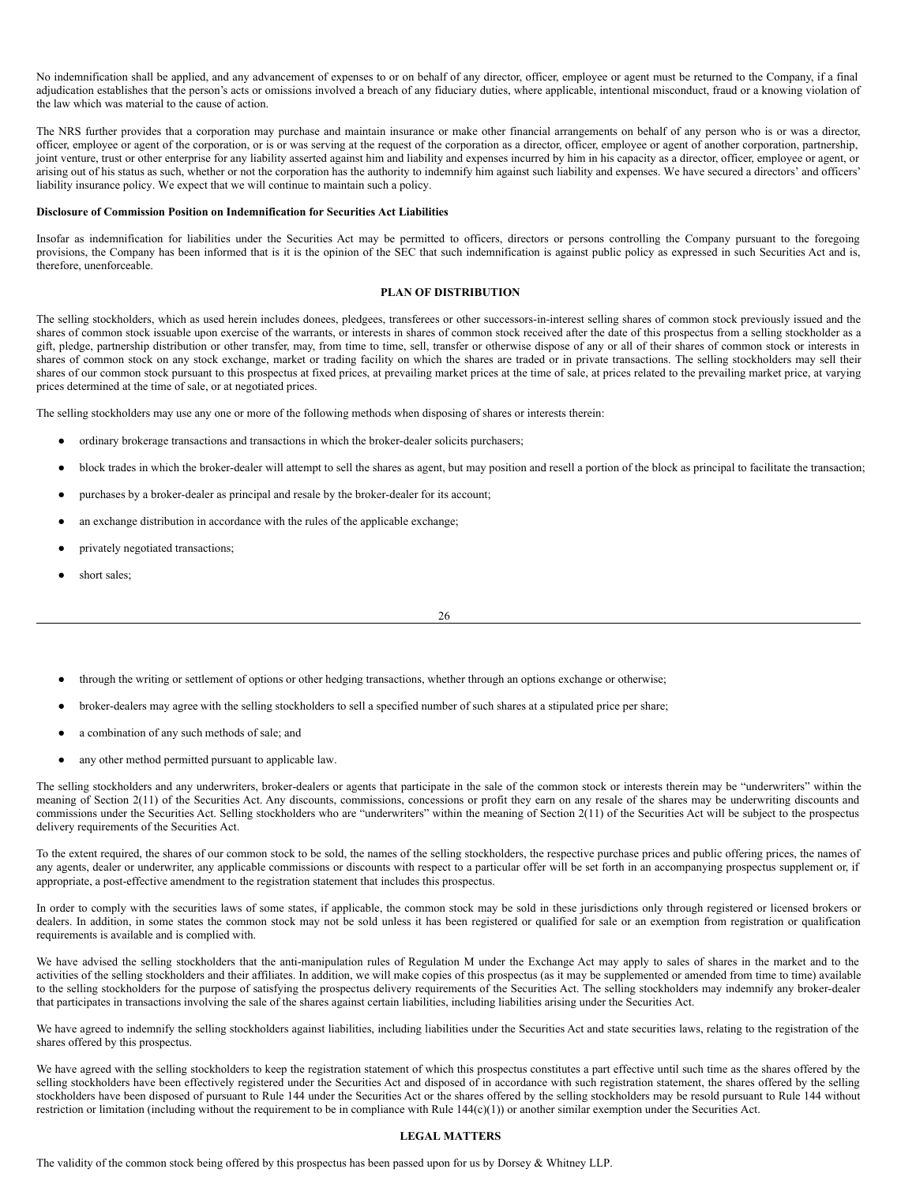No indemnification shall be applied, and any advancement of expenses to or on behalf of any director, officer, employee or agent must be returned to the Company, if a final adjudication establishes that the person's acts or omissions involved a breach of any fiduciary duties, where applicable, intentional misconduct, fraud or a knowing violation of the law which was material to the cause of action.

The NRS further provides that a corporation may purchase and maintain insurance or make other financial arrangements on behalf of any person who is or was a director, officer, employee or agent of the corporation, or is or was serving at the request of the corporation as a director, officer, employee or agent of another corporation, partnership, joint venture, trust or other enterprise for any liability asserted against him and liability and expenses incurred by him in his capacity as a director, officer, employee or agent, or arising out of his status as such, whether or not the corporation has the authority to indemnify him against such liability and expenses. We have secured a directors' and officers' liability insurance policy. We expect that we will continue to maintain such a policy.

**Disclosure of Commission Position on Indemnification for Securities Act Liabilities**

Insofar as indemnification for liabilities under the Securities Act may be permitted to officers, directors or persons controlling the Company pursuant to the foregoing provisions, the Company has been informed that is it is the opinion of the SEC that such indemnification is against public policy as expressed in such Securities Act and is, therefore, unenforceable.

## PLAN OF DISTRIBUTION

The selling stockholders, which as used herein includes donees, pledgees, transferees or other successors-in-interest selling shares of common stock previously issued and the shares of common stock issuable upon exercise of the warrants, or interests in shares of common stock received after the date of this prospectus from a selling stockholder as a gift, pledge, partnership distribution or other transfer, may, from time to time, sell, transfer or otherwise dispose of any or all of their shares of common stock or interests in shares of common stock on any stock exchange, market or trading facility on which the shares are traded or in private transactions. The selling stockholders may sell their shares of our common stock pursuant to this prospectus at fixed prices, at prevailing market prices at the time of sale, at prices related to the prevailing market price, at varying prices determined at the time of sale, or at negotiated prices.

The selling stockholders may use any one or more of the following methods when disposing of shares or interests therein:

- ordinary brokerage transactions and transactions in which the broker-dealer solicits purchasers;
- block trades in which the broker-dealer will attempt to sell the shares as agent, but may position and resell a portion of the block as principal to facilitate the transaction;
- purchases by a broker-dealer as principal and resale by the broker-dealer for its account;
- an exchange distribution in accordance with the rules of the applicable exchange;
- privately negotiated transactions;
- short sales;
- through the writing or settlement of options or other hedging transactions, whether through an options exchange or otherwise;
- broker-dealers may agree with the selling stockholders to sell a specified number of such shares at a stipulated price per share;
- a combination of any such methods of sale; and
- any other method permitted pursuant to applicable law.

The selling stockholders and any underwriters, broker-dealers or agents that participate in the sale of the common stock or interests therein may be "underwriters" within the meaning of Section 2(11) of the Securities Act. Any discounts, commissions, concessions or profit they earn on any resale of the shares may be underwriting discounts and commissions under the Securities Act. Selling stockholders who are "underwriters" within the meaning of Section 2(11) of the Securities Act will be subject to the prospectus delivery requirements of the Securities Act.

To the extent required, the shares of our common stock to be sold, the names of the selling stockholders, the respective purchase prices and public offering prices, the names of any agents, dealer or underwriter, any applicable commissions or discounts with respect to a particular offer will be set forth in an accompanying prospectus supplement or, if appropriate, a post-effective amendment to the registration statement that includes this prospectus.

In order to comply with the securities laws of some states, if applicable, the common stock may be sold in these jurisdictions only through registered or licensed brokers or dealers. In addition, in some states the common stock may not be sold unless it has been registered or qualified for sale or an exemption from registration or qualification requirements is available and is complied with.

We have advised the selling stockholders that the anti-manipulation rules of Regulation M under the Exchange Act may apply to sales of shares in the market and to the activities of the selling stockholders and their affiliates. In addition, we will make copies of this prospectus (as it may be supplemented or amended from time to time) available to the selling stockholders for the purpose of satisfying the prospectus delivery requirements of the Securities Act. The selling stockholders may indemnify any broker-dealer that participates in transactions involving the sale of the shares against certain liabilities, including liabilities arising under the Securities Act.

We have agreed to indemnify the selling stockholders against liabilities, including liabilities under the Securities Act and state securities laws, relating to the registration of the shares offered by this prospectus.

We have agreed with the selling stockholders to keep the registration statement of which this prospectus constitutes a part effective until such time as the shares offered by the selling stockholders have been effectively registered under the Securities Act and disposed of in accordance with such registration statement, the shares offered by the selling stockholders have been disposed of pursuant to Rule 144 under the Securities Act or the shares offered by the selling stockholders may be resold pursuant to Rule 144 without restriction or limitation (including without the requirement to be in compliance with Rule 144(c)(1)) or another similar exemption under the Securities Act.

## LEGAL MATTERS

The validity of the common stock being offered by this prospectus has been passed upon for us by Dorsey & Whitney LLP.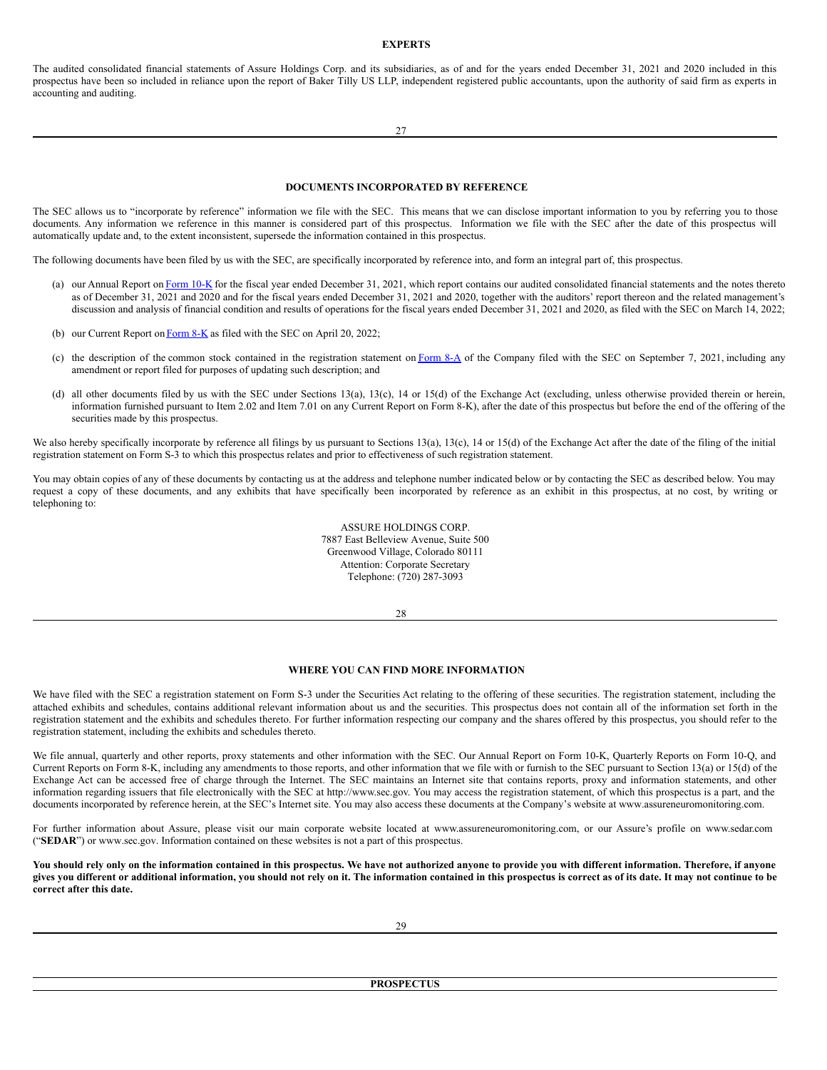## EXPERTS

The audited consolidated financial statements of Assure Holdings Corp. and its subsidiaries, as of and for the years ended December 31, 2021 and 2020 included in this prospectus have been so included in reliance upon the report of Baker Tilly US LLP, independent registered public accountants, upon the authority of said firm as experts in accounting and auditing.

## DOCUMENTS INCORPORATED BY REFERENCE

The SEC allows us to "incorporate by reference" information we file with the SEC. This means that we can disclose important information to you by referring you to those documents. Any information we reference in this manner is considered part of this prospectus. Information we file with the SEC after the date of this prospectus will automatically update and, to the extent inconsistent, supersede the information contained in this prospectus.

The following documents have been filed by us with the SEC, are specifically incorporated by reference into, and form an integral part of, this prospectus.

(a) our Annual Report on Form 10-K for the fiscal year ended December 31, 2021, which report contains our audited consolidated financial statements and the notes thereto as of December 31, 2021 and 2020 and for the fiscal years ended December 31, 2021 and 2020, together with the auditors' report thereon and the related management's discussion and analysis of financial condition and results of operations for the fiscal years ended December 31, 2021 and 2020, as filed with the SEC on March 14, 2022;

(b) our Current Report on Form 8-K as filed with the SEC on April 20, 2022;

(c) the description of the common stock contained in the registration statement on Form 8-A of the Company filed with the SEC on September 7, 2021, including any amendment or report filed for purposes of updating such description; and

(d) all other documents filed by us with the SEC under Sections 13(a), 13(c), 14 or 15(d) of the Exchange Act (excluding, unless otherwise provided therein or herein, information furnished pursuant to Item 2.02 and Item 7.01 on any Current Report on Form 8-K), after the date of this prospectus but before the end of the offering of the securities made by this prospectus.

We also hereby specifically incorporate by reference all filings by us pursuant to Sections 13(a), 13(c), 14 or 15(d) of the Exchange Act after the date of the filing of the initial registration statement on Form S-3 to which this prospectus relates and prior to effectiveness of such registration statement.

You may obtain copies of any of these documents by contacting us at the address and telephone number indicated below or by contacting the SEC as described below. You may request a copy of these documents, and any exhibits that have specifically been incorporated by reference as an exhibit in this prospectus, at no cost, by writing or telephoning to:

ASSURE HOLDINGS CORP.
7887 East Belleview Avenue, Suite 500
Greenwood Village, Colorado 80111
Attention: Corporate Secretary
Telephone: (720) 287-3093

## WHERE YOU CAN FIND MORE INFORMATION

We have filed with the SEC a registration statement on Form S-3 under the Securities Act relating to the offering of these securities. The registration statement, including the attached exhibits and schedules, contains additional relevant information about us and the securities. This prospectus does not contain all of the information set forth in the registration statement and the exhibits and schedules thereto. For further information respecting our company and the shares offered by this prospectus, you should refer to the registration statement, including the exhibits and schedules thereto.

We file annual, quarterly and other reports, proxy statements and other information with the SEC. Our Annual Report on Form 10-K, Quarterly Reports on Form 10-Q, and Current Reports on Form 8-K, including any amendments to those reports, and other information that we file with or furnish to the SEC pursuant to Section 13(a) or 15(d) of the Exchange Act can be accessed free of charge through the Internet. The SEC maintains an Internet site that contains reports, proxy and information statements, and other information regarding issuers that file electronically with the SEC at http://www.sec.gov. You may access the registration statement, of which this prospectus is a part, and the documents incorporated by reference herein, at the SEC's Internet site. You may also access these documents at the Company's website at www.assureneuromonitoring.com.

For further information about Assure, please visit our main corporate website located at www.assureneuromonitoring.com, or our Assure's profile on www.sedar.com ("**SEDAR**") or www.sec.gov. Information contained on these websites is not a part of this prospectus.

**You should rely only on the information contained in this prospectus. We have not authorized anyone to provide you with different information. Therefore, if anyone gives you different or additional information, you should not rely on it. The information contained in this prospectus is correct as of its date. It may not continue to be correct after this date.**

**PROSPECTUS**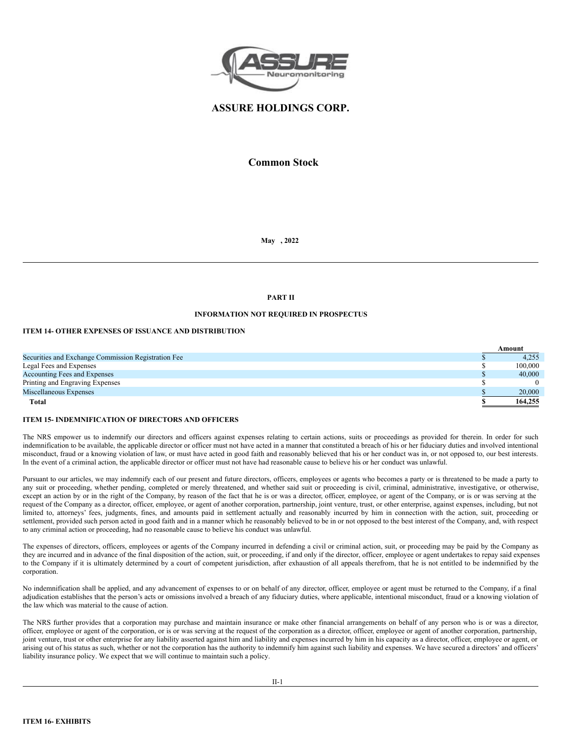# ASSURE HOLDINGS CORP.

## Common Stock

**May , 2022**

---

**PART II**

**INFORMATION NOT REQUIRED IN PROSPECTUS**

**ITEM 14- OTHER EXPENSES OF ISSUANCE AND DISTRIBUTION**

| | | Amount |
|---|---|---|
| Securities and Exchange Commission Registration Fee | $ | 4,255 |
| Legal Fees and Expenses | $ | 100,000 |
| Accounting Fees and Expenses | $ | 40,000 |
| Printing and Engraving Expenses | $ | 0 |
| Miscellaneous Expenses | $ | 20,000 |
| **Total** | **$** | **164,255** |

**ITEM 15- INDEMNIFICATION OF DIRECTORS AND OFFICERS**

The NRS empower us to indemnify our directors and officers against expenses relating to certain actions, suits or proceedings as provided for therein. In order for such indemnification to be available, the applicable director or officer must not have acted in a manner that constituted a breach of his or her fiduciary duties and involved intentional misconduct, fraud or a knowing violation of law, or must have acted in good faith and reasonably believed that his or her conduct was in, or not opposed to, our best interests. In the event of a criminal action, the applicable director or officer must not have had reasonable cause to believe his or her conduct was unlawful.

Pursuant to our articles, we may indemnify each of our present and future directors, officers, employees or agents who becomes a party or is threatened to be made a party to any suit or proceeding, whether pending, completed or merely threatened, and whether said suit or proceeding is civil, criminal, administrative, investigative, or otherwise, except an action by or in the right of the Company, by reason of the fact that he is or was a director, officer, employee, or agent of the Company, or is or was serving at the request of the Company as a director, officer, employee, or agent of another corporation, partnership, joint venture, trust, or other enterprise, against expenses, including, but not limited to, attorneys' fees, judgments, fines, and amounts paid in settlement actually and reasonably incurred by him in connection with the action, suit, proceeding or settlement, provided such person acted in good faith and in a manner which he reasonably believed to be in or not opposed to the best interest of the Company, and, with respect to any criminal action or proceeding, had no reasonable cause to believe his conduct was unlawful.

The expenses of directors, officers, employees or agents of the Company incurred in defending a civil or criminal action, suit, or proceeding may be paid by the Company as they are incurred and in advance of the final disposition of the action, suit, or proceeding, if and only if the director, officer, employee or agent undertakes to repay said expenses to the Company if it is ultimately determined by a court of competent jurisdiction, after exhaustion of all appeals therefrom, that he is not entitled to be indemnified by the corporation.

No indemnification shall be applied, and any advancement of expenses to or on behalf of any director, officer, employee or agent must be returned to the Company, if a final adjudication establishes that the person's acts or omissions involved a breach of any fiduciary duties, where applicable, intentional misconduct, fraud or a knowing violation of the law which was material to the cause of action.

The NRS further provides that a corporation may purchase and maintain insurance or make other financial arrangements on behalf of any person who is or was a director, officer, employee or agent of the corporation, or is or was serving at the request of the corporation as a director, officer, employee or agent of another corporation, partnership, joint venture, trust or other enterprise for any liability asserted against him and liability and expenses incurred by him in his capacity as a director, officer, employee or agent, or arising out of his status as such, whether or not the corporation has the authority to indemnify him against such liability and expenses. We have secured a directors' and officers' liability insurance policy. We expect that we will continue to maintain such a policy.

---

**ITEM 16- EXHIBITS**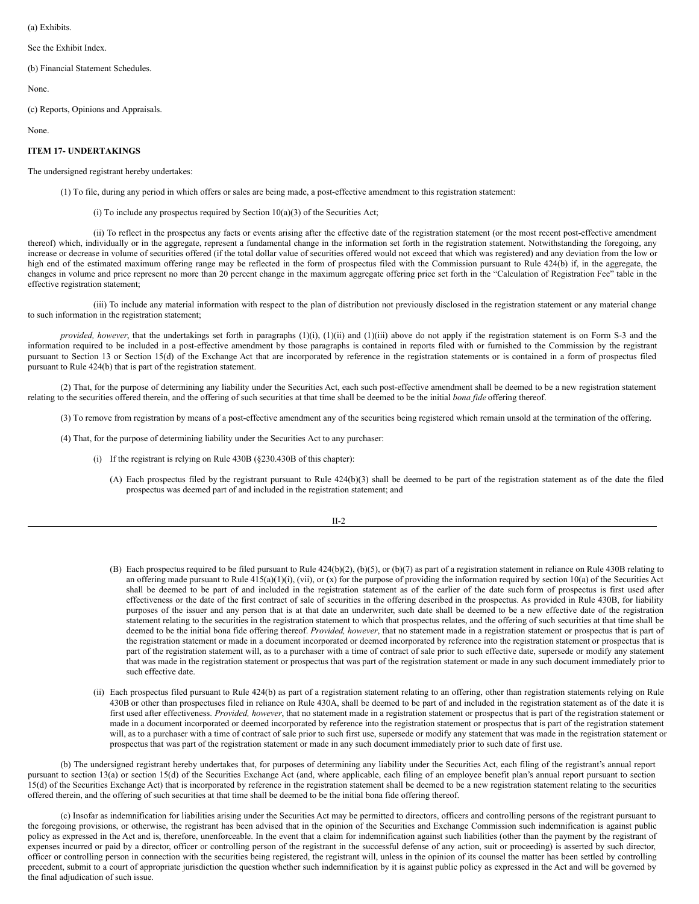(a) Exhibits.

See the Exhibit Index.

(b) Financial Statement Schedules.

None.

(c) Reports, Opinions and Appraisals.

None.

**ITEM 17- UNDERTAKINGS**

The undersigned registrant hereby undertakes:

(1) To file, during any period in which offers or sales are being made, a post-effective amendment to this registration statement:

(i) To include any prospectus required by Section 10(a)(3) of the Securities Act;

(ii) To reflect in the prospectus any facts or events arising after the effective date of the registration statement (or the most recent post-effective amendment thereof) which, individually or in the aggregate, represent a fundamental change in the information set forth in the registration statement. Notwithstanding the foregoing, any increase or decrease in volume of securities offered (if the total dollar value of securities offered would not exceed that which was registered) and any deviation from the low or high end of the estimated maximum offering range may be reflected in the form of prospectus filed with the Commission pursuant to Rule 424(b) if, in the aggregate, the changes in volume and price represent no more than 20 percent change in the maximum aggregate offering price set forth in the "Calculation of Registration Fee" table in the effective registration statement;

(iii) To include any material information with respect to the plan of distribution not previously disclosed in the registration statement or any material change to such information in the registration statement;

*provided, however*, that the undertakings set forth in paragraphs (1)(i), (1)(ii) and (1)(iii) above do not apply if the registration statement is on Form S-3 and the information required to be included in a post-effective amendment by those paragraphs is contained in reports filed with or furnished to the Commission by the registrant pursuant to Section 13 or Section 15(d) of the Exchange Act that are incorporated by reference in the registration statements or is contained in a form of prospectus filed pursuant to Rule 424(b) that is part of the registration statement.

(2) That, for the purpose of determining any liability under the Securities Act, each such post-effective amendment shall be deemed to be a new registration statement relating to the securities offered therein, and the offering of such securities at that time shall be deemed to be the initial *bona fide* offering thereof.

(3) To remove from registration by means of a post-effective amendment any of the securities being registered which remain unsold at the termination of the offering.

(4) That, for the purpose of determining liability under the Securities Act to any purchaser:

(i) If the registrant is relying on Rule 430B (§230.430B of this chapter):

(A) Each prospectus filed by the registrant pursuant to Rule 424(b)(3) shall be deemed to be part of the registration statement as of the date the filed prospectus was deemed part of and included in the registration statement; and

(B) Each prospectus required to be filed pursuant to Rule 424(b)(2), (b)(5), or (b)(7) as part of a registration statement in reliance on Rule 430B relating to an offering made pursuant to Rule 415(a)(1)(i), (vii), or (x) for the purpose of providing the information required by section 10(a) of the Securities Act shall be deemed to be part of and included in the registration statement as of the earlier of the date such form of prospectus is first used after effectiveness or the date of the first contract of sale of securities in the offering described in the prospectus. As provided in Rule 430B, for liability purposes of the issuer and any person that is at that date an underwriter, such date shall be deemed to be a new effective date of the registration statement relating to the securities in the registration statement to which that prospectus relates, and the offering of such securities at that time shall be deemed to be the initial bona fide offering thereof. *Provided, however*, that no statement made in a registration statement or prospectus that is part of the registration statement or made in a document incorporated or deemed incorporated by reference into the registration statement or prospectus that is part of the registration statement will, as to a purchaser with a time of contract of sale prior to such effective date, supersede or modify any statement that was made in the registration statement or prospectus that was part of the registration statement or made in any such document immediately prior to such effective date.

(ii) Each prospectus filed pursuant to Rule 424(b) as part of a registration statement relating to an offering, other than registration statements relying on Rule 430B or other than prospectuses filed in reliance on Rule 430A, shall be deemed to be part of and included in the registration statement as of the date it is first used after effectiveness. *Provided, however*, that no statement made in a registration statement or prospectus that is part of the registration statement or made in a document incorporated or deemed incorporated by reference into the registration statement or prospectus that is part of the registration statement will, as to a purchaser with a time of contract of sale prior to such first use, supersede or modify any statement that was made in the registration statement or prospectus that was part of the registration statement or made in any such document immediately prior to such date of first use.

(b) The undersigned registrant hereby undertakes that, for purposes of determining any liability under the Securities Act, each filing of the registrant's annual report pursuant to section 13(a) or section 15(d) of the Securities Exchange Act (and, where applicable, each filing of an employee benefit plan's annual report pursuant to section 15(d) of the Securities Exchange Act) that is incorporated by reference in the registration statement shall be deemed to be a new registration statement relating to the securities offered therein, and the offering of such securities at that time shall be deemed to be the initial bona fide offering thereof.

(c) Insofar as indemnification for liabilities arising under the Securities Act may be permitted to directors, officers and controlling persons of the registrant pursuant to the foregoing provisions, or otherwise, the registrant has been advised that in the opinion of the Securities and Exchange Commission such indemnification is against public policy as expressed in the Act and is, therefore, unenforceable. In the event that a claim for indemnification against such liabilities (other than the payment by the registrant of expenses incurred or paid by a director, officer or controlling person of the registrant in the successful defense of any action, suit or proceeding) is asserted by such director, officer or controlling person in connection with the securities being registered, the registrant will, unless in the opinion of its counsel the matter has been settled by controlling precedent, submit to a court of appropriate jurisdiction the question whether such indemnification by it is against public policy as expressed in the Act and will be governed by the final adjudication of such issue.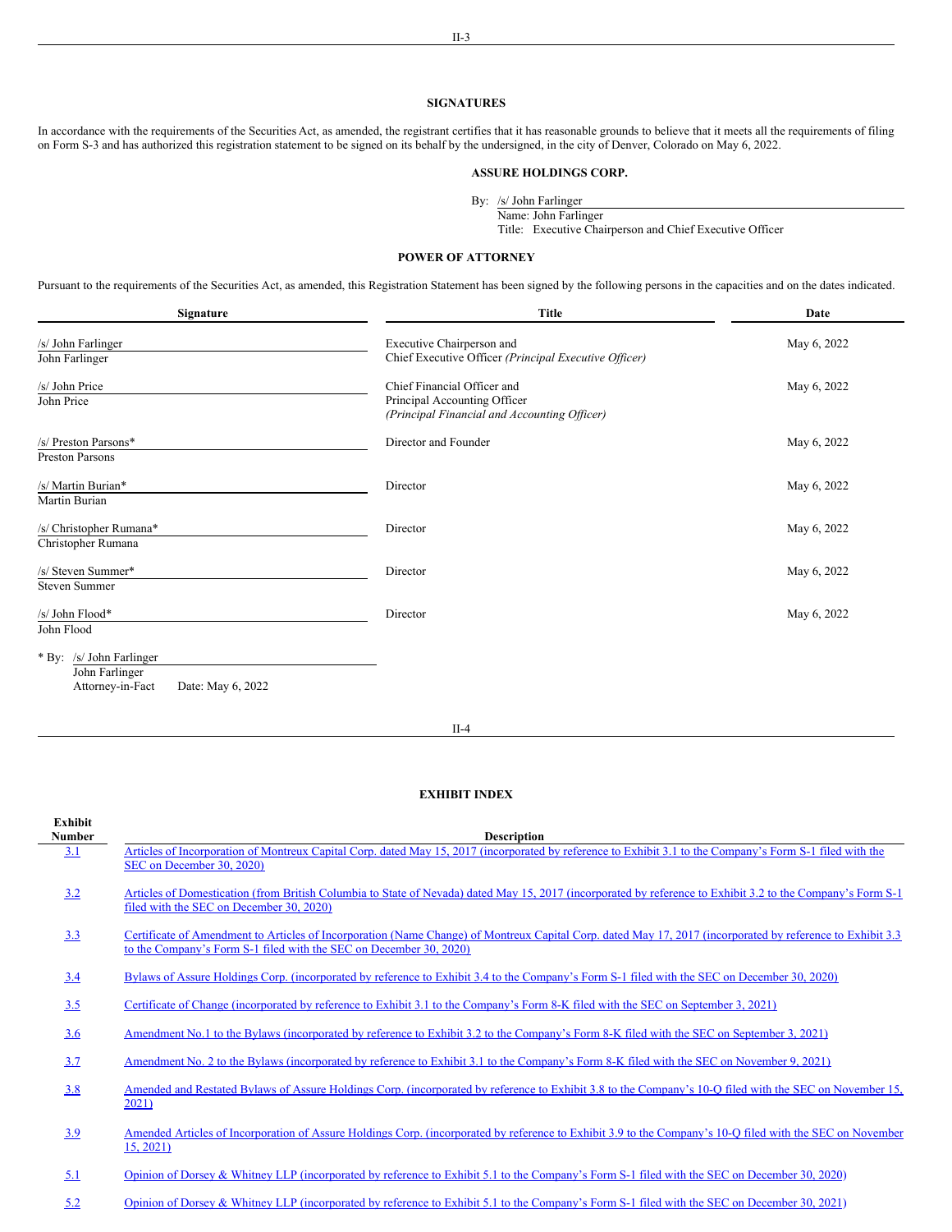## SIGNATURES

In accordance with the requirements of the Securities Act, as amended, the registrant certifies that it has reasonable grounds to believe that it meets all the requirements of filing on Form S-3 and has authorized this registration statement to be signed on its behalf by the undersigned, in the city of Denver, Colorado on May 6, 2022.

**ASSURE HOLDINGS CORP.**

By: /s/ John Farlinger
Name: John Farlinger
Title: Executive Chairperson and Chief Executive Officer

## POWER OF ATTORNEY

Pursuant to the requirements of the Securities Act, as amended, this Registration Statement has been signed by the following persons in the capacities and on the dates indicated.

| Signature | Title | Date |
|---|---|---|
| /s/ John Farlinger<br>John Farlinger | Executive Chairperson and Chief Executive Officer *(Principal Executive Officer)* | May 6, 2022 |
| /s/ John Price<br>John Price | Chief Financial Officer and Principal Accounting Officer *(Principal Financial and Accounting Officer)* | May 6, 2022 |
| /s/ Preston Parsons*<br>Preston Parsons | Director and Founder | May 6, 2022 |
| /s/ Martin Burian*<br>Martin Burian | Director | May 6, 2022 |
| /s/ Christopher Rumana*<br>Christopher Rumana | Director | May 6, 2022 |
| /s/ Steven Summer*<br>Steven Summer | Director | May 6, 2022 |
| /s/ John Flood*<br>John Flood | Director | May 6, 2022 |

\* By: /s/ John Farlinger
John Farlinger
Attorney-in-Fact Date: May 6, 2022

## EXHIBIT INDEX

| Exhibit Number | Description |
|---|---|
| 3.1 | Articles of Incorporation of Montreux Capital Corp. dated May 15, 2017 (incorporated by reference to Exhibit 3.1 to the Company's Form S-1 filed with the SEC on December 30, 2020) |
| 3.2 | Articles of Domestication (from British Columbia to State of Nevada) dated May 15, 2017 (incorporated by reference to Exhibit 3.2 to the Company's Form S-1 filed with the SEC on December 30, 2020) |
| 3.3 | Certificate of Amendment to Articles of Incorporation (Name Change) of Montreux Capital Corp. dated May 17, 2017 (incorporated by reference to Exhibit 3.3 to the Company's Form S-1 filed with the SEC on December 30, 2020) |
| 3.4 | Bylaws of Assure Holdings Corp. (incorporated by reference to Exhibit 3.4 to the Company's Form S-1 filed with the SEC on December 30, 2020) |
| 3.5 | Certificate of Change (incorporated by reference to Exhibit 3.1 to the Company's Form 8-K filed with the SEC on September 3, 2021) |
| 3.6 | Amendment No.1 to the Bylaws (incorporated by reference to Exhibit 3.2 to the Company's Form 8-K filed with the SEC on September 3, 2021) |
| 3.7 | Amendment No. 2 to the Bylaws (incorporated by reference to Exhibit 3.1 to the Company's Form 8-K filed with the SEC on November 9, 2021) |
| 3.8 | Amended and Restated Bylaws of Assure Holdings Corp. (incorporated by reference to Exhibit 3.8 to the Company's 10-Q filed with the SEC on November 15, 2021) |
| 3.9 | Amended Articles of Incorporation of Assure Holdings Corp. (incorporated by reference to Exhibit 3.9 to the Company's 10-Q filed with the SEC on November 15, 2021) |
| 5.1 | Opinion of Dorsey & Whitney LLP (incorporated by reference to Exhibit 5.1 to the Company's Form S-1 filed with the SEC on December 30, 2020) |
| 5.2 | Opinion of Dorsey & Whitney LLP (incorporated by reference to Exhibit 5.1 to the Company's Form S-1 filed with the SEC on December 30, 2021) |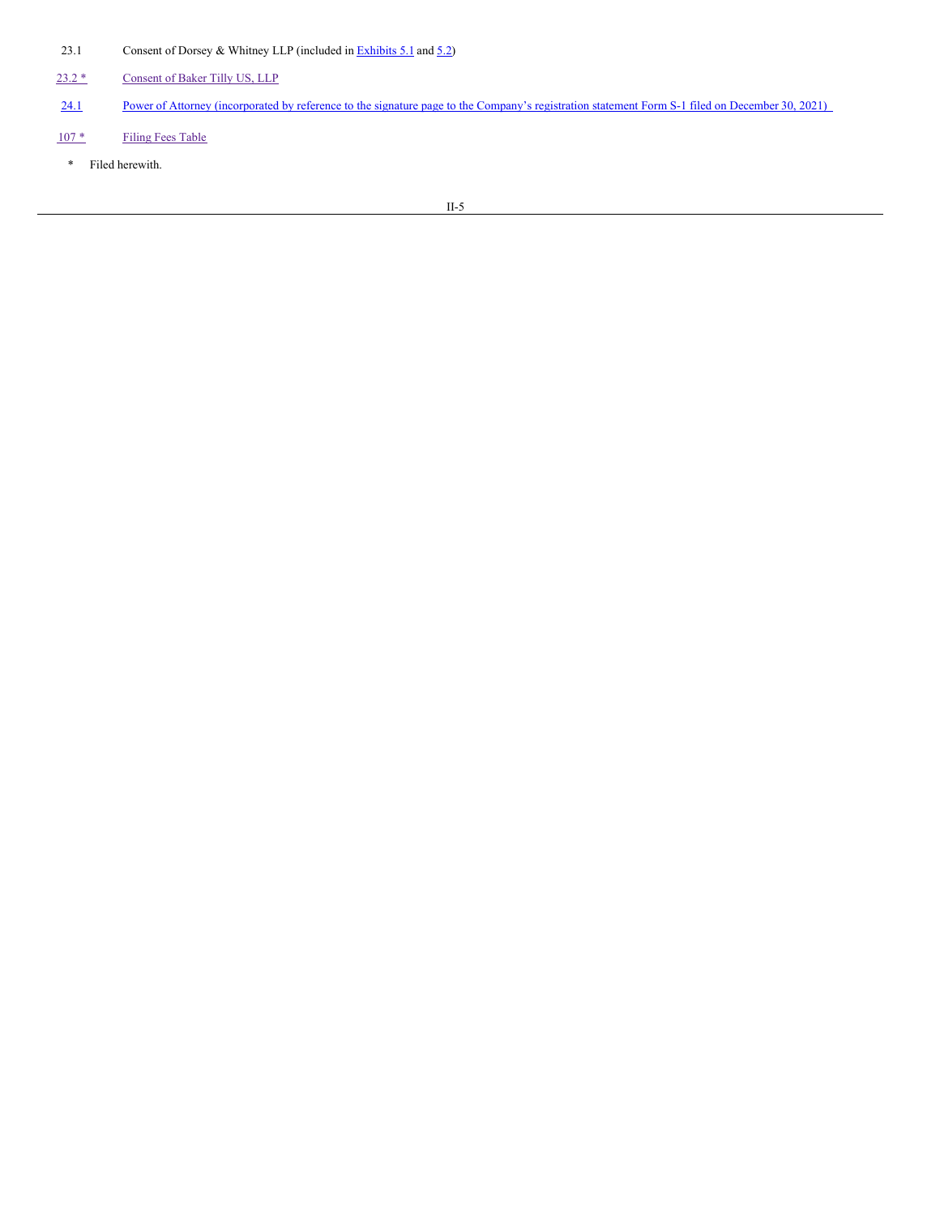| | |
|---|---|
| 23.1 | Consent of Dorsey & Whitney LLP (included in Exhibits 5.1 and 5.2) |
| 23.2 * | Consent of Baker Tilly US, LLP |
| 24.1 | Power of Attorney (incorporated by reference to the signature page to the Company's registration statement Form S-1 filed on December 30, 2021) |
| 107 * | Filing Fees Table |

\* Filed herewith.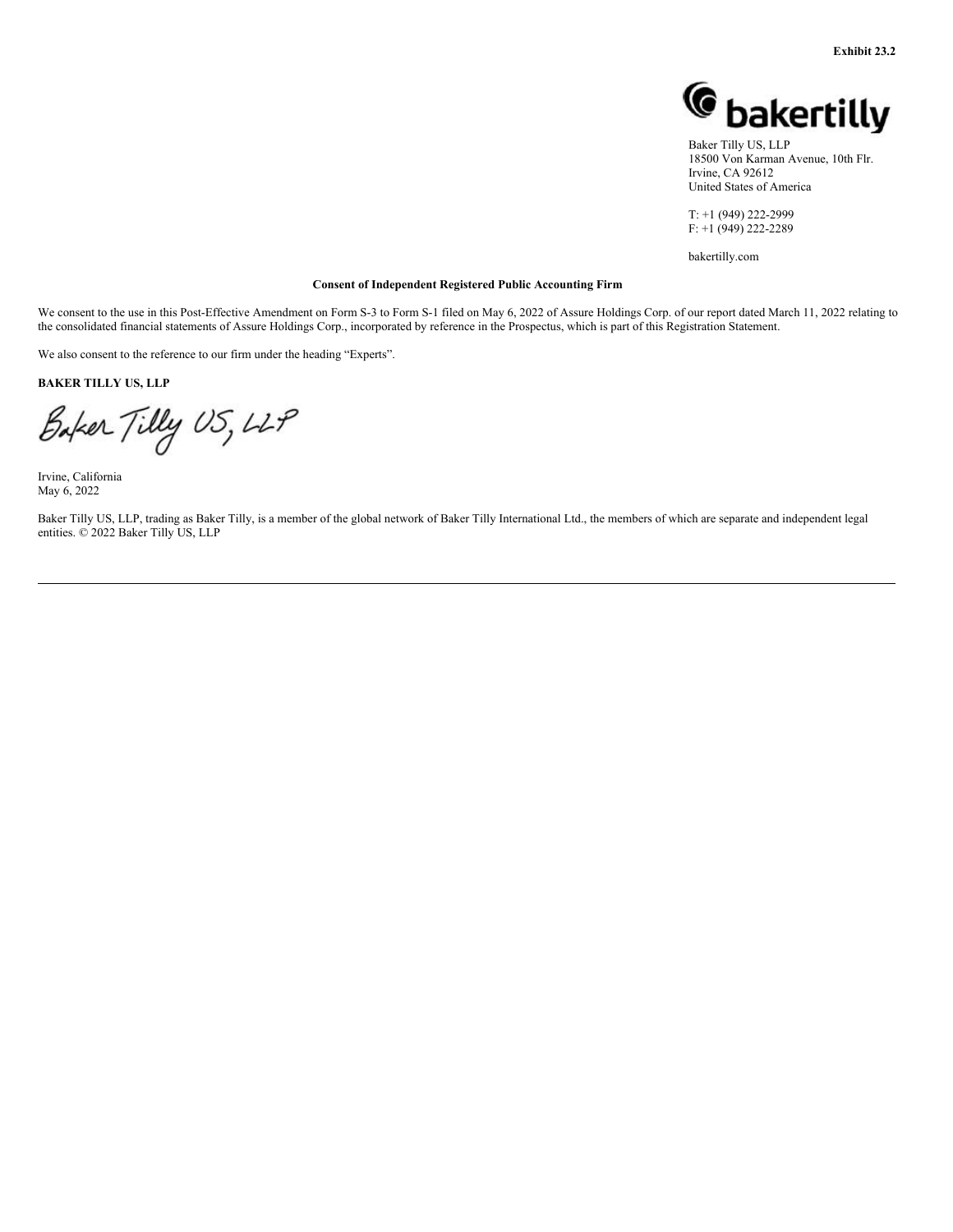**Exhibit 23.2**

bakertilly

Baker Tilly US, LLP
18500 Von Karman Avenue, 10th Flr.
Irvine, CA 92612
United States of America

T: +1 (949) 222-2999
F: +1 (949) 222-2289

bakertilly.com

**Consent of Independent Registered Public Accounting Firm**

We consent to the use in this Post-Effective Amendment on Form S-3 to Form S-1 filed on May 6, 2022 of Assure Holdings Corp. of our report dated March 11, 2022 relating to the consolidated financial statements of Assure Holdings Corp., incorporated by reference in the Prospectus, which is part of this Registration Statement.

We also consent to the reference to our firm under the heading "Experts".

**BAKER TILLY US, LLP**

Baker Tilly US, LLP

Irvine, California
May 6, 2022

Baker Tilly US, LLP, trading as Baker Tilly, is a member of the global network of Baker Tilly International Ltd., the members of which are separate and independent legal entities. © 2022 Baker Tilly US, LLP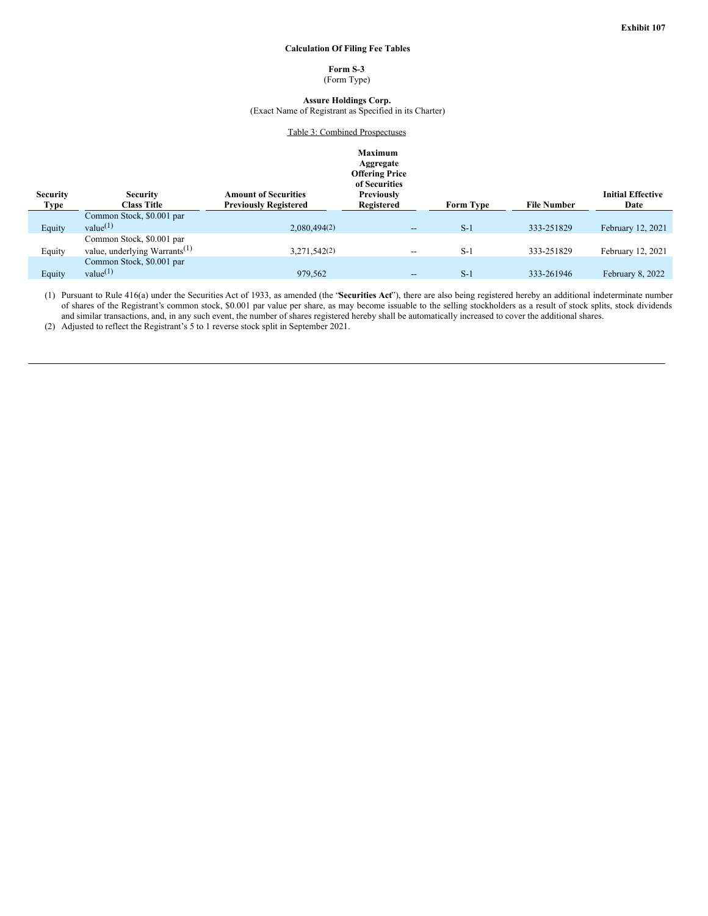Exhibit 107

**Calculation Of Filing Fee Tables**

**Form S-3**
(Form Type)

**Assure Holdings Corp.**
(Exact Name of Registrant as Specified in its Charter)

Table 3: Combined Prospectuses

| Security Type | Security Class Title | Amount of Securities Previously Registered | Maximum Aggregate Offering Price of Securities Previously Registered | Form Type | File Number | Initial Effective Date |
|---|---|---|---|---|---|---|
| Equity | Common Stock, $0.001 par value[(1)] | 2,080,494[(2)] | -- | S-1 | 333-251829 | February 12, 2021 |
| Equity | Common Stock, $0.001 par value, underlying Warrants[(1)] | 3,271,542[(2)] | -- | S-1 | 333-251829 | February 12, 2021 |
| Equity | Common Stock, $0.001 par value[(1)] | 979,562 | -- | S-1 | 333-261946 | February 8, 2022 |

(1) Pursuant to Rule 416(a) under the Securities Act of 1933, as amended (the "**Securities Act**"), there are also being registered hereby an additional indeterminate number of shares of the Registrant's common stock, $0.001 par value per share, as may become issuable to the selling stockholders as a result of stock splits, stock dividends and similar transactions, and, in any such event, the number of shares registered hereby shall be automatically increased to cover the additional shares.

(2) Adjusted to reflect the Registrant's 5 to 1 reverse stock split in September 2021.